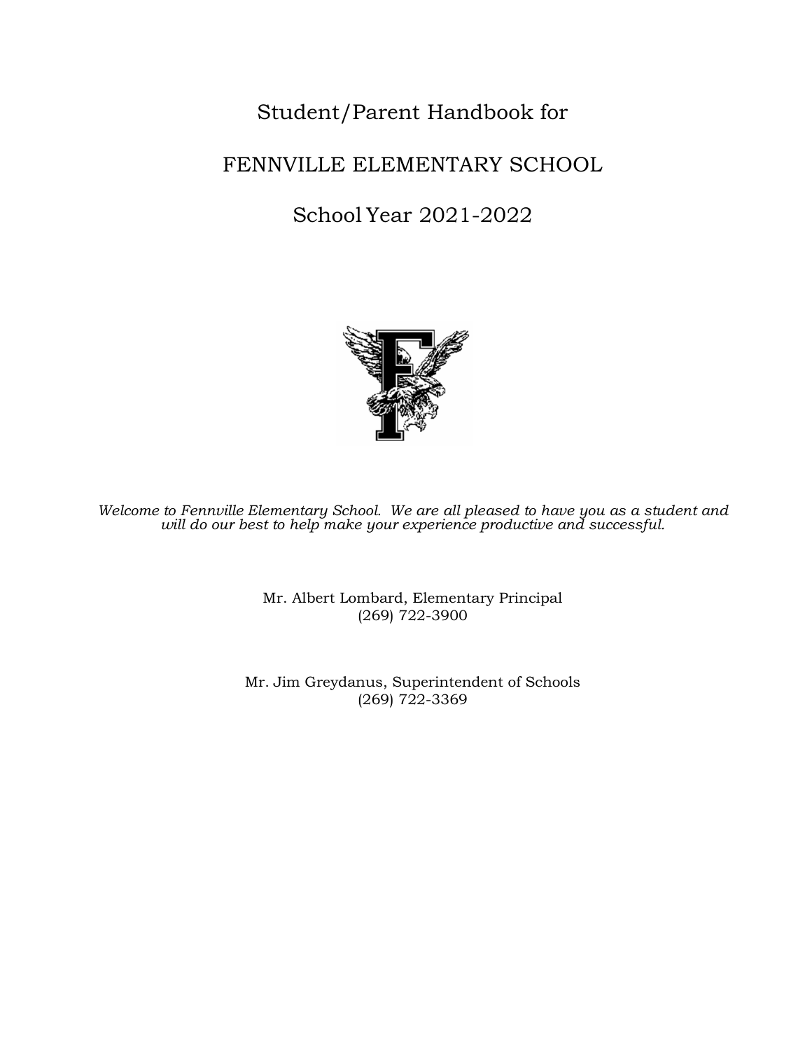# Student/Parent Handbook for

# FENNVILLE ELEMENTARY SCHOOL

# School Year 2021-2022

*Welcome to Fennville Elementary School. We are all pleased to have you as a student and will do our best to help make your experience productive and successful.*

Mr. Albert Lombard, Elementary Principal
(269) 722-3900

Mr. Jim Greydanus, Superintendent of Schools
(269) 722-3369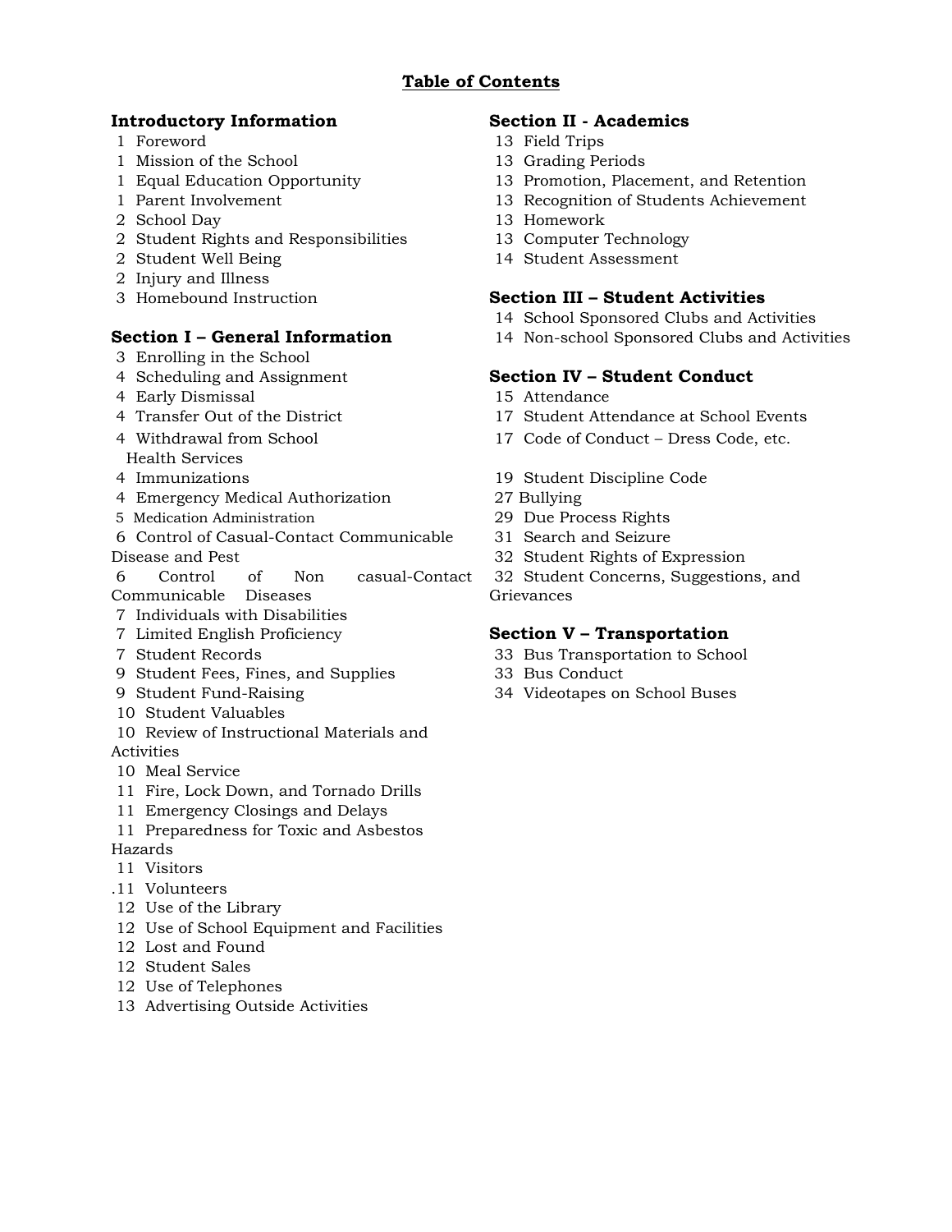# Table of Contents

## Introductory Information

1 Foreword
1 Mission of the School
1 Equal Education Opportunity
1 Parent Involvement
2 School Day
2 Student Rights and Responsibilities
2 Student Well Being
2 Injury and Illness
3 Homebound Instruction

## Section I – General Information

3 Enrolling in the School
4 Scheduling and Assignment
4 Early Dismissal
4 Transfer Out of the District
4 Withdrawal from School
Health Services
4 Immunizations
4 Emergency Medical Authorization
5 Medication Administration
6 Control of Casual-Contact Communicable Disease and Pest
6 Control of Non casual-Contact Communicable Diseases
7 Individuals with Disabilities
7 Limited English Proficiency
7 Student Records
9 Student Fees, Fines, and Supplies
9 Student Fund-Raising
10 Student Valuables
10 Review of Instructional Materials and Activities
10 Meal Service
11 Fire, Lock Down, and Tornado Drills
11 Emergency Closings and Delays
11 Preparedness for Toxic and Asbestos Hazards
11 Visitors
.11 Volunteers
12 Use of the Library
12 Use of School Equipment and Facilities
12 Lost and Found
12 Student Sales
12 Use of Telephones
13 Advertising Outside Activities

## Section II - Academics

13 Field Trips
13 Grading Periods
13 Promotion, Placement, and Retention
13 Recognition of Students Achievement
13 Homework
13 Computer Technology
14 Student Assessment

## Section III – Student Activities

14 School Sponsored Clubs and Activities
14 Non-school Sponsored Clubs and Activities

## Section IV – Student Conduct

15 Attendance
17 Student Attendance at School Events
17 Code of Conduct – Dress Code, etc.
19 Student Discipline Code
27 Bullying
29 Due Process Rights
31 Search and Seizure
32 Student Rights of Expression
32 Student Concerns, Suggestions, and Grievances

## Section V – Transportation

33 Bus Transportation to School
33 Bus Conduct
34 Videotapes on School Buses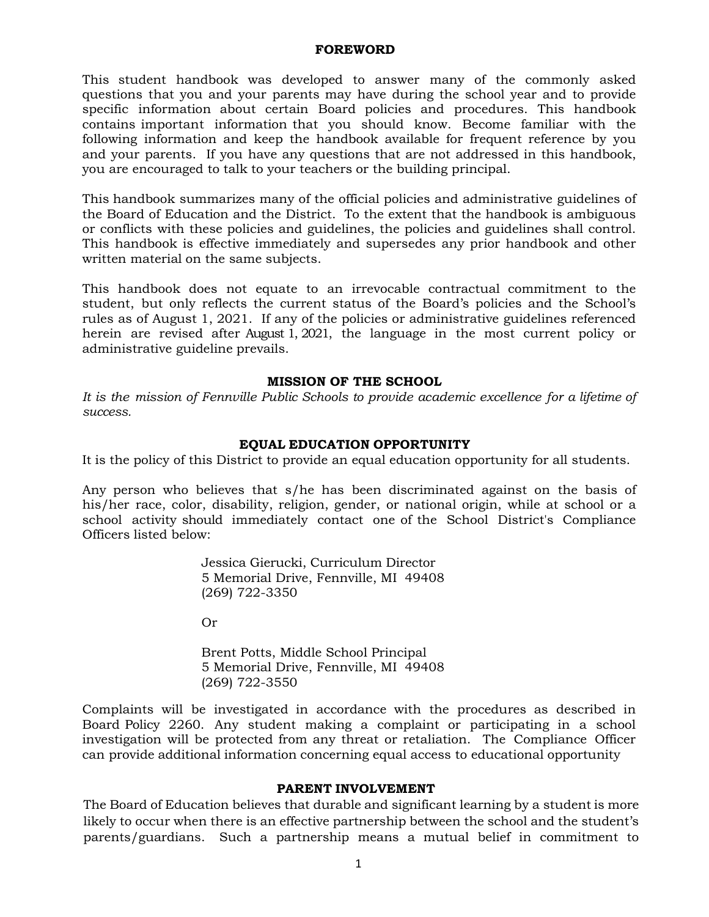## FOREWORD

This student handbook was developed to answer many of the commonly asked questions that you and your parents may have during the school year and to provide specific information about certain Board policies and procedures. This handbook contains important information that you should know. Become familiar with the following information and keep the handbook available for frequent reference by you and your parents. If you have any questions that are not addressed in this handbook, you are encouraged to talk to your teachers or the building principal.

This handbook summarizes many of the official policies and administrative guidelines of the Board of Education and the District. To the extent that the handbook is ambiguous or conflicts with these policies and guidelines, the policies and guidelines shall control. This handbook is effective immediately and supersedes any prior handbook and other written material on the same subjects.

This handbook does not equate to an irrevocable contractual commitment to the student, but only reflects the current status of the Board's policies and the School's rules as of August 1, 2021. If any of the policies or administrative guidelines referenced herein are revised after August 1, 2021, the language in the most current policy or administrative guideline prevails.

## MISSION OF THE SCHOOL

*It is the mission of Fennville Public Schools to provide academic excellence for a lifetime of success.*

## EQUAL EDUCATION OPPORTUNITY

It is the policy of this District to provide an equal education opportunity for all students.

Any person who believes that s/he has been discriminated against on the basis of his/her race, color, disability, religion, gender, or national origin, while at school or a school activity should immediately contact one of the School District's Compliance Officers listed below:

Jessica Gierucki, Curriculum Director
5 Memorial Drive, Fennville, MI 49408
(269) 722-3350

Or

Brent Potts, Middle School Principal
5 Memorial Drive, Fennville, MI 49408
(269) 722-3550

Complaints will be investigated in accordance with the procedures as described in Board Policy 2260. Any student making a complaint or participating in a school investigation will be protected from any threat or retaliation. The Compliance Officer can provide additional information concerning equal access to educational opportunity

## PARENT INVOLVEMENT

The Board of Education believes that durable and significant learning by a student is more likely to occur when there is an effective partnership between the school and the student's parents/guardians. Such a partnership means a mutual belief in commitment to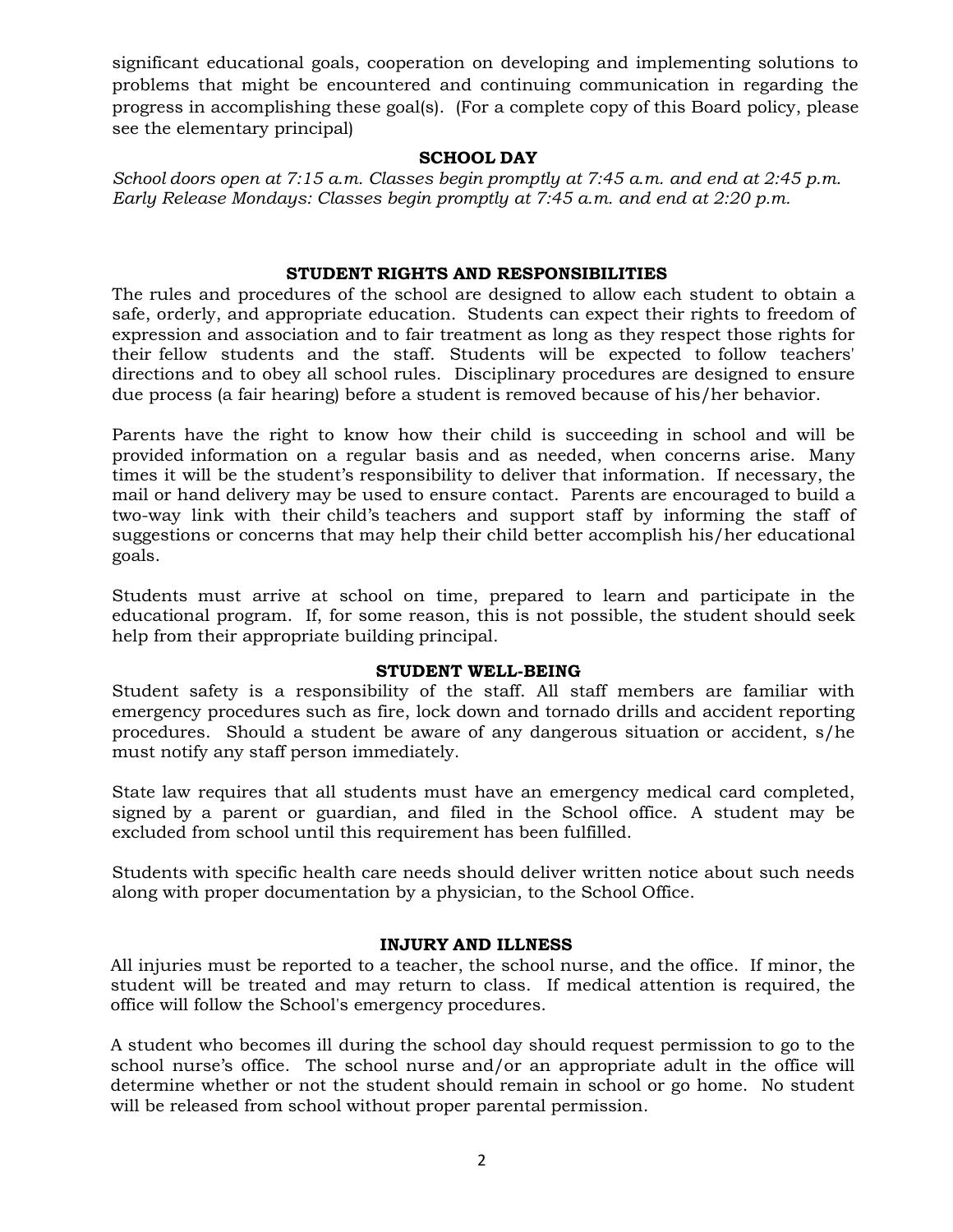significant educational goals, cooperation on developing and implementing solutions to problems that might be encountered and continuing communication in regarding the progress in accomplishing these goal(s). (For a complete copy of this Board policy, please see the elementary principal)

## SCHOOL DAY

*School doors open at 7:15 a.m. Classes begin promptly at 7:45 a.m. and end at 2:45 p.m.*
*Early Release Mondays: Classes begin promptly at 7:45 a.m. and end at 2:20 p.m.*

## STUDENT RIGHTS AND RESPONSIBILITIES

The rules and procedures of the school are designed to allow each student to obtain a safe, orderly, and appropriate education. Students can expect their rights to freedom of expression and association and to fair treatment as long as they respect those rights for their fellow students and the staff. Students will be expected to follow teachers' directions and to obey all school rules. Disciplinary procedures are designed to ensure due process (a fair hearing) before a student is removed because of his/her behavior.

Parents have the right to know how their child is succeeding in school and will be provided information on a regular basis and as needed, when concerns arise. Many times it will be the student's responsibility to deliver that information. If necessary, the mail or hand delivery may be used to ensure contact. Parents are encouraged to build a two-way link with their child's teachers and support staff by informing the staff of suggestions or concerns that may help their child better accomplish his/her educational goals.

Students must arrive at school on time, prepared to learn and participate in the educational program. If, for some reason, this is not possible, the student should seek help from their appropriate building principal.

## STUDENT WELL-BEING

Student safety is a responsibility of the staff. All staff members are familiar with emergency procedures such as fire, lock down and tornado drills and accident reporting procedures. Should a student be aware of any dangerous situation or accident, s/he must notify any staff person immediately.

State law requires that all students must have an emergency medical card completed, signed by a parent or guardian, and filed in the School office. A student may be excluded from school until this requirement has been fulfilled.

Students with specific health care needs should deliver written notice about such needs along with proper documentation by a physician, to the School Office.

## INJURY AND ILLNESS

All injuries must be reported to a teacher, the school nurse, and the office. If minor, the student will be treated and may return to class. If medical attention is required, the office will follow the School's emergency procedures.

A student who becomes ill during the school day should request permission to go to the school nurse's office. The school nurse and/or an appropriate adult in the office will determine whether or not the student should remain in school or go home. No student will be released from school without proper parental permission.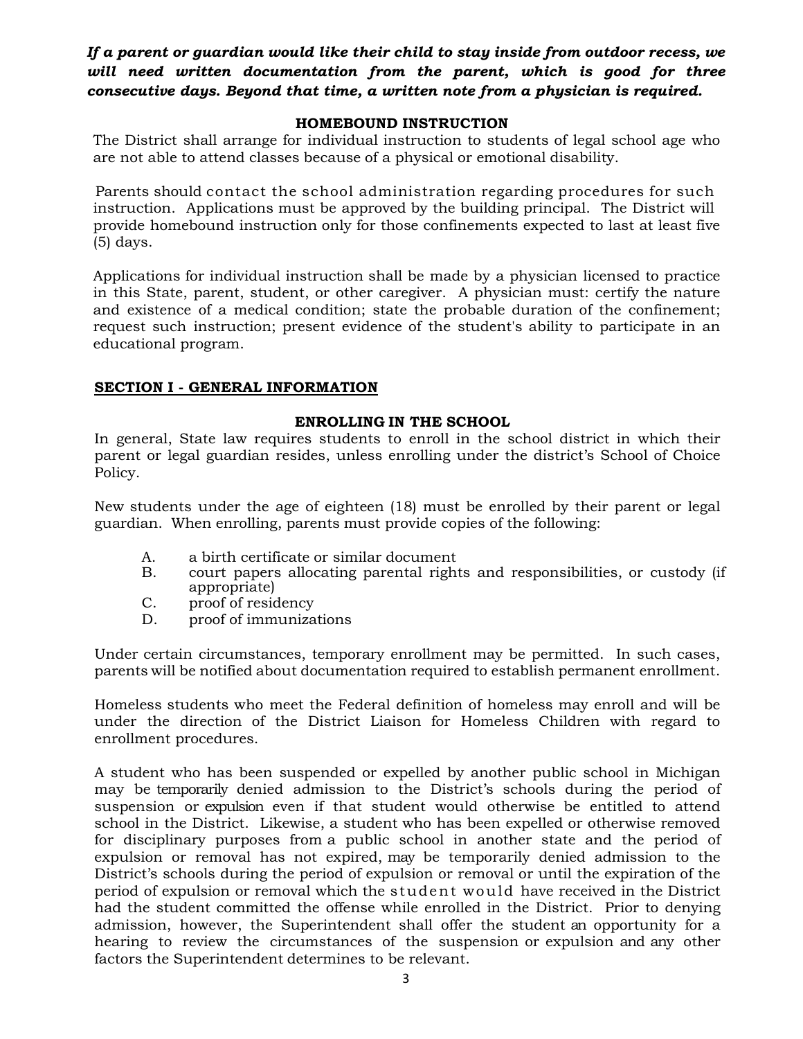***If a parent or guardian would like their child to stay inside from outdoor recess, we will need written documentation from the parent, which is good for three consecutive days. Beyond that time, a written note from a physician is required.***

### HOMEBOUND INSTRUCTION

The District shall arrange for individual instruction to students of legal school age who are not able to attend classes because of a physical or emotional disability.

Parents should contact the school administration regarding procedures for such instruction. Applications must be approved by the building principal. The District will provide homebound instruction only for those confinements expected to last at least five (5) days.

Applications for individual instruction shall be made by a physician licensed to practice in this State, parent, student, or other caregiver. A physician must: certify the nature and existence of a medical condition; state the probable duration of the confinement; request such instruction; present evidence of the student's ability to participate in an educational program.

## SECTION I - GENERAL INFORMATION

### ENROLLING IN THE SCHOOL

In general, State law requires students to enroll in the school district in which their parent or legal guardian resides, unless enrolling under the district's School of Choice Policy.

New students under the age of eighteen (18) must be enrolled by their parent or legal guardian. When enrolling, parents must provide copies of the following:

A. a birth certificate or similar document
B. court papers allocating parental rights and responsibilities, or custody (if appropriate)
C. proof of residency
D. proof of immunizations

Under certain circumstances, temporary enrollment may be permitted. In such cases, parents will be notified about documentation required to establish permanent enrollment.

Homeless students who meet the Federal definition of homeless may enroll and will be under the direction of the District Liaison for Homeless Children with regard to enrollment procedures.

A student who has been suspended or expelled by another public school in Michigan may be temporarily denied admission to the District's schools during the period of suspension or expulsion even if that student would otherwise be entitled to attend school in the District. Likewise, a student who has been expelled or otherwise removed for disciplinary purposes from a public school in another state and the period of expulsion or removal has not expired, may be temporarily denied admission to the District's schools during the period of expulsion or removal or until the expiration of the period of expulsion or removal which the student would have received in the District had the student committed the offense while enrolled in the District. Prior to denying admission, however, the Superintendent shall offer the student an opportunity for a hearing to review the circumstances of the suspension or expulsion and any other factors the Superintendent determines to be relevant.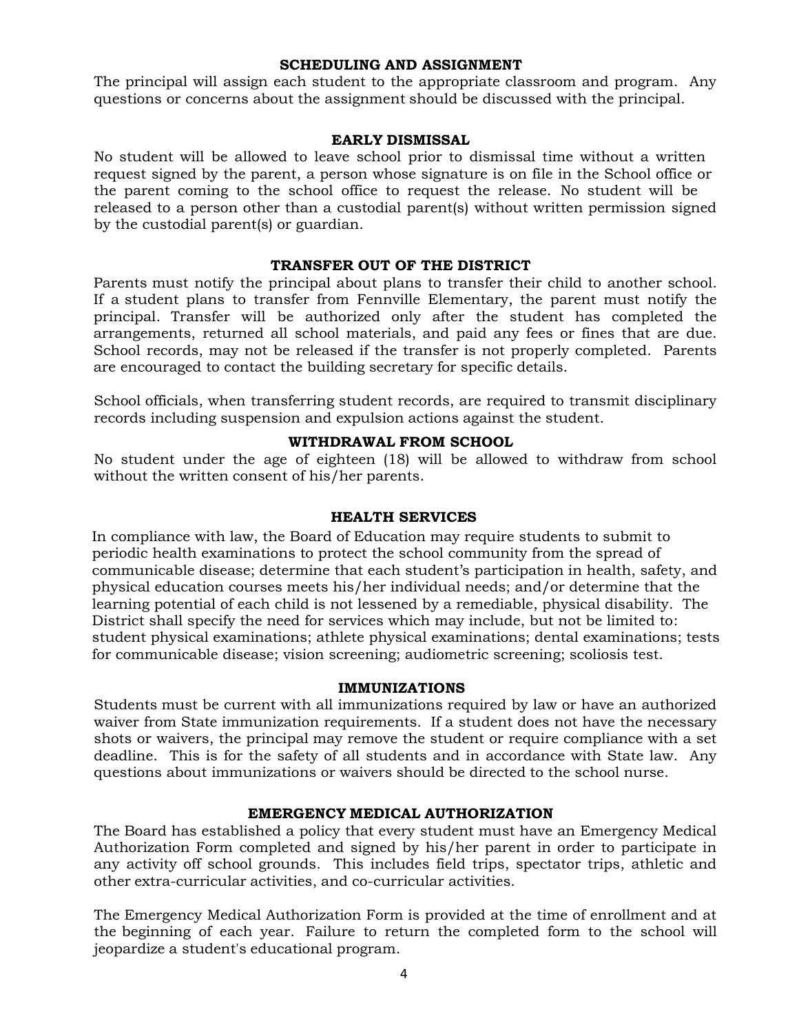## SCHEDULING AND ASSIGNMENT

The principal will assign each student to the appropriate classroom and program. Any questions or concerns about the assignment should be discussed with the principal.

## EARLY DISMISSAL

No student will be allowed to leave school prior to dismissal time without a written request signed by the parent, a person whose signature is on file in the School office or the parent coming to the school office to request the release. No student will be released to a person other than a custodial parent(s) without written permission signed by the custodial parent(s) or guardian.

## TRANSFER OUT OF THE DISTRICT

Parents must notify the principal about plans to transfer their child to another school. If a student plans to transfer from Fennville Elementary, the parent must notify the principal. Transfer will be authorized only after the student has completed the arrangements, returned all school materials, and paid any fees or fines that are due. School records, may not be released if the transfer is not properly completed. Parents are encouraged to contact the building secretary for specific details.

School officials, when transferring student records, are required to transmit disciplinary records including suspension and expulsion actions against the student.

## WITHDRAWAL FROM SCHOOL

No student under the age of eighteen (18) will be allowed to withdraw from school without the written consent of his/her parents.

## HEALTH SERVICES

In compliance with law, the Board of Education may require students to submit to periodic health examinations to protect the school community from the spread of communicable disease; determine that each student's participation in health, safety, and physical education courses meets his/her individual needs; and/or determine that the learning potential of each child is not lessened by a remediable, physical disability. The District shall specify the need for services which may include, but not be limited to: student physical examinations; athlete physical examinations; dental examinations; tests for communicable disease; vision screening; audiometric screening; scoliosis test.

## IMMUNIZATIONS

Students must be current with all immunizations required by law or have an authorized waiver from State immunization requirements. If a student does not have the necessary shots or waivers, the principal may remove the student or require compliance with a set deadline. This is for the safety of all students and in accordance with State law. Any questions about immunizations or waivers should be directed to the school nurse.

## EMERGENCY MEDICAL AUTHORIZATION

The Board has established a policy that every student must have an Emergency Medical Authorization Form completed and signed by his/her parent in order to participate in any activity off school grounds. This includes field trips, spectator trips, athletic and other extra-curricular activities, and co-curricular activities.

The Emergency Medical Authorization Form is provided at the time of enrollment and at the beginning of each year. Failure to return the completed form to the school will jeopardize a student's educational program.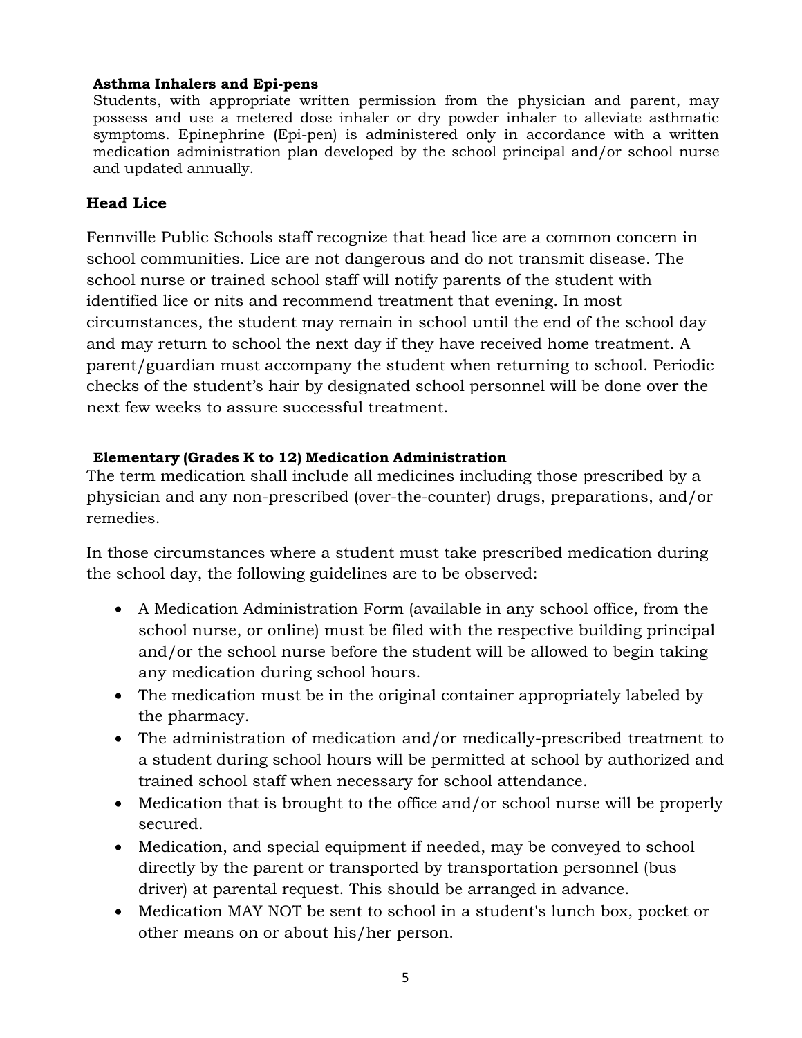### Asthma Inhalers and Epi-pens

Students, with appropriate written permission from the physician and parent, may possess and use a metered dose inhaler or dry powder inhaler to alleviate asthmatic symptoms. Epinephrine (Epi-pen) is administered only in accordance with a written medication administration plan developed by the school principal and/or school nurse and updated annually.

## Head Lice

Fennville Public Schools staff recognize that head lice are a common concern in school communities. Lice are not dangerous and do not transmit disease. The school nurse or trained school staff will notify parents of the student with identified lice or nits and recommend treatment that evening. In most circumstances, the student may remain in school until the end of the school day and may return to school the next day if they have received home treatment. A parent/guardian must accompany the student when returning to school. Periodic checks of the student's hair by designated school personnel will be done over the next few weeks to assure successful treatment.

### Elementary (Grades K to 12) Medication Administration

The term medication shall include all medicines including those prescribed by a physician and any non-prescribed (over-the-counter) drugs, preparations, and/or remedies.

In those circumstances where a student must take prescribed medication during the school day, the following guidelines are to be observed:

- A Medication Administration Form (available in any school office, from the school nurse, or online) must be filed with the respective building principal and/or the school nurse before the student will be allowed to begin taking any medication during school hours.
- The medication must be in the original container appropriately labeled by the pharmacy.
- The administration of medication and/or medically-prescribed treatment to a student during school hours will be permitted at school by authorized and trained school staff when necessary for school attendance.
- Medication that is brought to the office and/or school nurse will be properly secured.
- Medication, and special equipment if needed, may be conveyed to school directly by the parent or transported by transportation personnel (bus driver) at parental request. This should be arranged in advance.
- Medication MAY NOT be sent to school in a student's lunch box, pocket or other means on or about his/her person.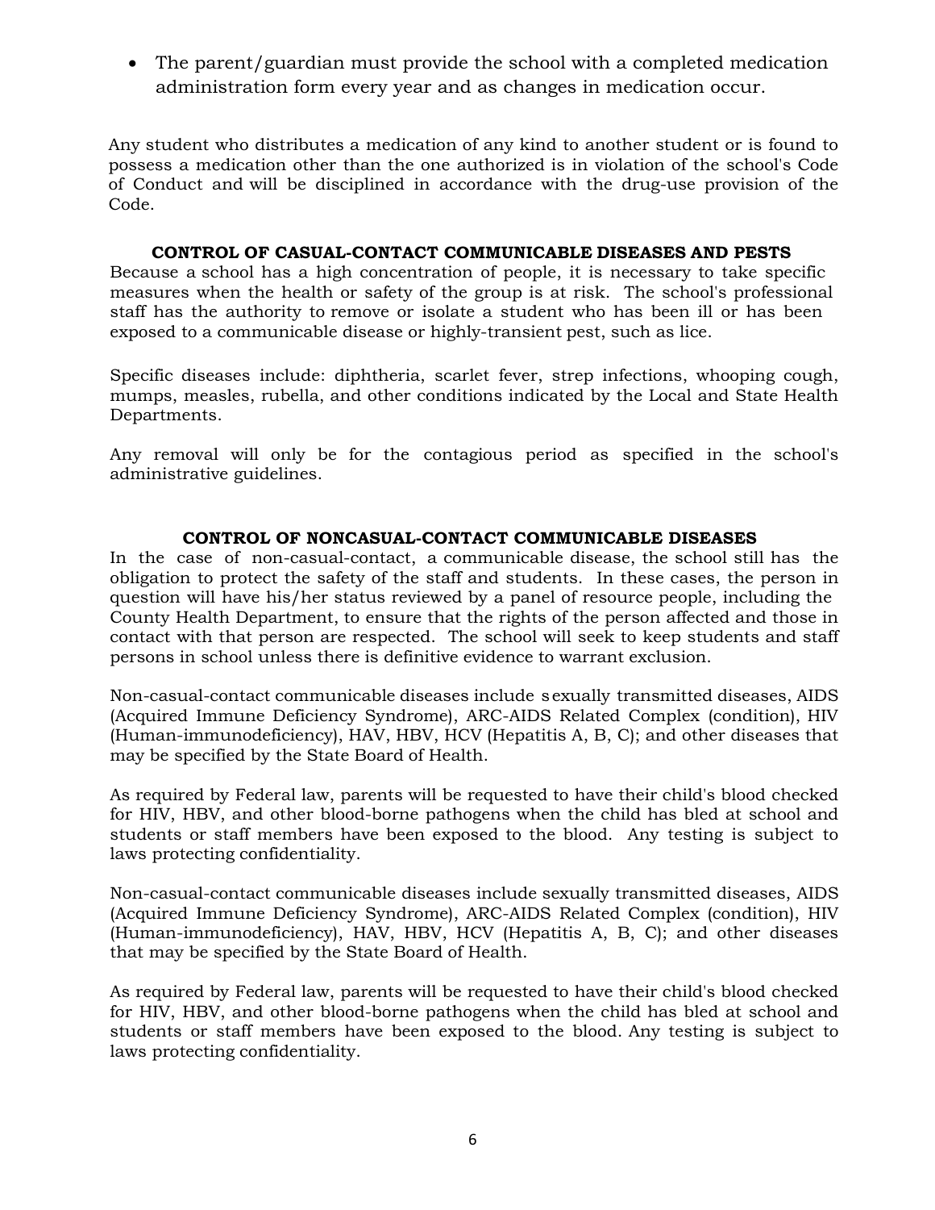- The parent/guardian must provide the school with a completed medication administration form every year and as changes in medication occur.

Any student who distributes a medication of any kind to another student or is found to possess a medication other than the one authorized is in violation of the school's Code of Conduct and will be disciplined in accordance with the drug-use provision of the Code.

### CONTROL OF CASUAL-CONTACT COMMUNICABLE DISEASES AND PESTS

Because a school has a high concentration of people, it is necessary to take specific measures when the health or safety of the group is at risk. The school's professional staff has the authority to remove or isolate a student who has been ill or has been exposed to a communicable disease or highly-transient pest, such as lice.

Specific diseases include: diphtheria, scarlet fever, strep infections, whooping cough, mumps, measles, rubella, and other conditions indicated by the Local and State Health Departments.

Any removal will only be for the contagious period as specified in the school's administrative guidelines.

### CONTROL OF NONCASUAL-CONTACT COMMUNICABLE DISEASES

In the case of non-casual-contact, a communicable disease, the school still has the obligation to protect the safety of the staff and students. In these cases, the person in question will have his/her status reviewed by a panel of resource people, including the County Health Department, to ensure that the rights of the person affected and those in contact with that person are respected. The school will seek to keep students and staff persons in school unless there is definitive evidence to warrant exclusion.

Non-casual-contact communicable diseases include sexually transmitted diseases, AIDS (Acquired Immune Deficiency Syndrome), ARC-AIDS Related Complex (condition), HIV (Human-immunodeficiency), HAV, HBV, HCV (Hepatitis A, B, C); and other diseases that may be specified by the State Board of Health.

As required by Federal law, parents will be requested to have their child's blood checked for HIV, HBV, and other blood-borne pathogens when the child has bled at school and students or staff members have been exposed to the blood. Any testing is subject to laws protecting confidentiality.

Non-casual-contact communicable diseases include sexually transmitted diseases, AIDS (Acquired Immune Deficiency Syndrome), ARC-AIDS Related Complex (condition), HIV (Human-immunodeficiency), HAV, HBV, HCV (Hepatitis A, B, C); and other diseases that may be specified by the State Board of Health.

As required by Federal law, parents will be requested to have their child's blood checked for HIV, HBV, and other blood-borne pathogens when the child has bled at school and students or staff members have been exposed to the blood. Any testing is subject to laws protecting confidentiality.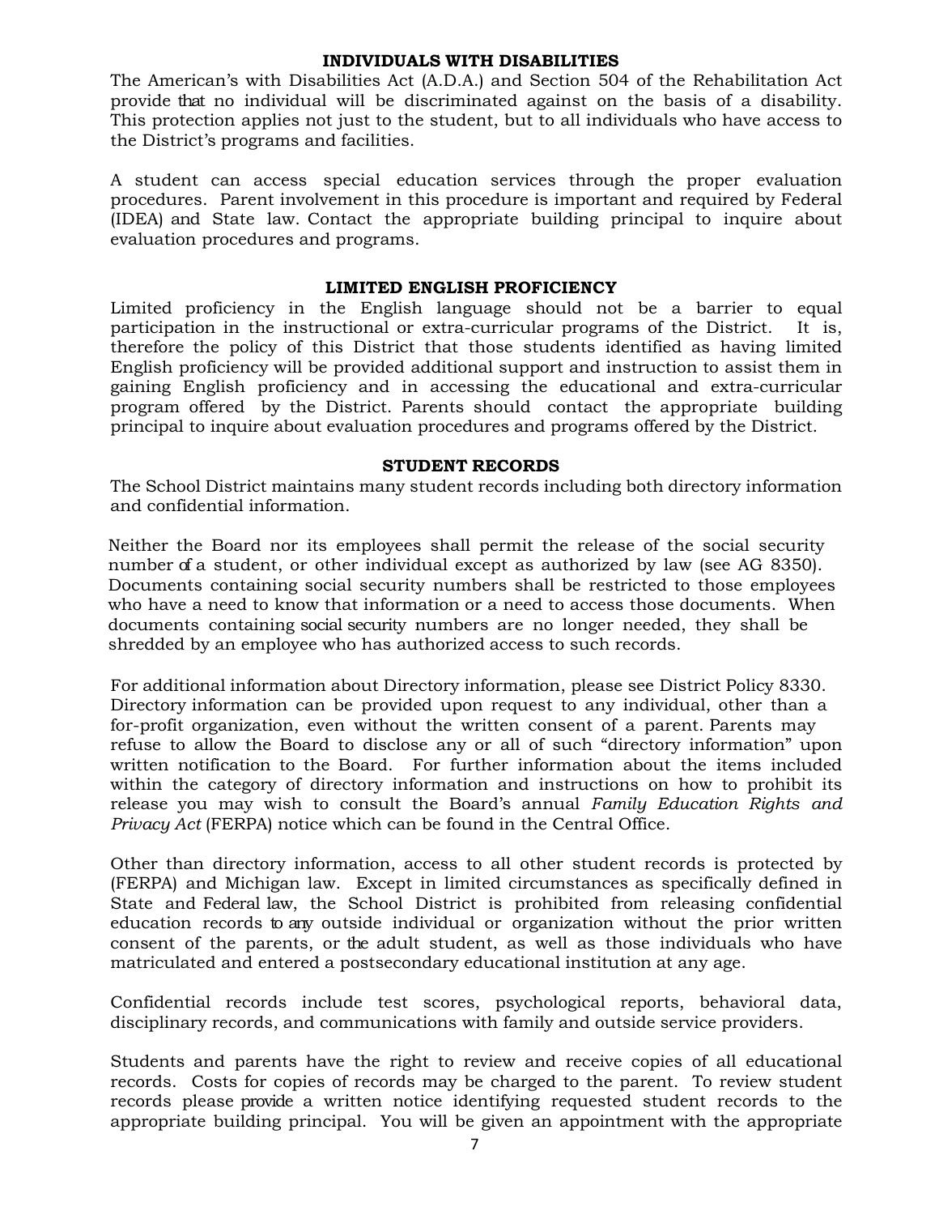## INDIVIDUALS WITH DISABILITIES

The American's with Disabilities Act (A.D.A.) and Section 504 of the Rehabilitation Act provide that no individual will be discriminated against on the basis of a disability. This protection applies not just to the student, but to all individuals who have access to the District's programs and facilities.

A student can access special education services through the proper evaluation procedures. Parent involvement in this procedure is important and required by Federal (IDEA) and State law. Contact the appropriate building principal to inquire about evaluation procedures and programs.

## LIMITED ENGLISH PROFICIENCY

Limited proficiency in the English language should not be a barrier to equal participation in the instructional or extra-curricular programs of the District. It is, therefore the policy of this District that those students identified as having limited English proficiency will be provided additional support and instruction to assist them in gaining English proficiency and in accessing the educational and extra-curricular program offered by the District. Parents should contact the appropriate building principal to inquire about evaluation procedures and programs offered by the District.

## STUDENT RECORDS

The School District maintains many student records including both directory information and confidential information.

Neither the Board nor its employees shall permit the release of the social security number of a student, or other individual except as authorized by law (see AG 8350). Documents containing social security numbers shall be restricted to those employees who have a need to know that information or a need to access those documents. When documents containing social security numbers are no longer needed, they shall be shredded by an employee who has authorized access to such records.

For additional information about Directory information, please see District Policy 8330. Directory information can be provided upon request to any individual, other than a for-profit organization, even without the written consent of a parent. Parents may refuse to allow the Board to disclose any or all of such "directory information" upon written notification to the Board. For further information about the items included within the category of directory information and instructions on how to prohibit its release you may wish to consult the Board's annual *Family Education Rights and Privacy Act* (FERPA) notice which can be found in the Central Office.

Other than directory information, access to all other student records is protected by (FERPA) and Michigan law. Except in limited circumstances as specifically defined in State and Federal law, the School District is prohibited from releasing confidential education records to any outside individual or organization without the prior written consent of the parents, or the adult student, as well as those individuals who have matriculated and entered a postsecondary educational institution at any age.

Confidential records include test scores, psychological reports, behavioral data, disciplinary records, and communications with family and outside service providers.

Students and parents have the right to review and receive copies of all educational records. Costs for copies of records may be charged to the parent. To review student records please provide a written notice identifying requested student records to the appropriate building principal. You will be given an appointment with the appropriate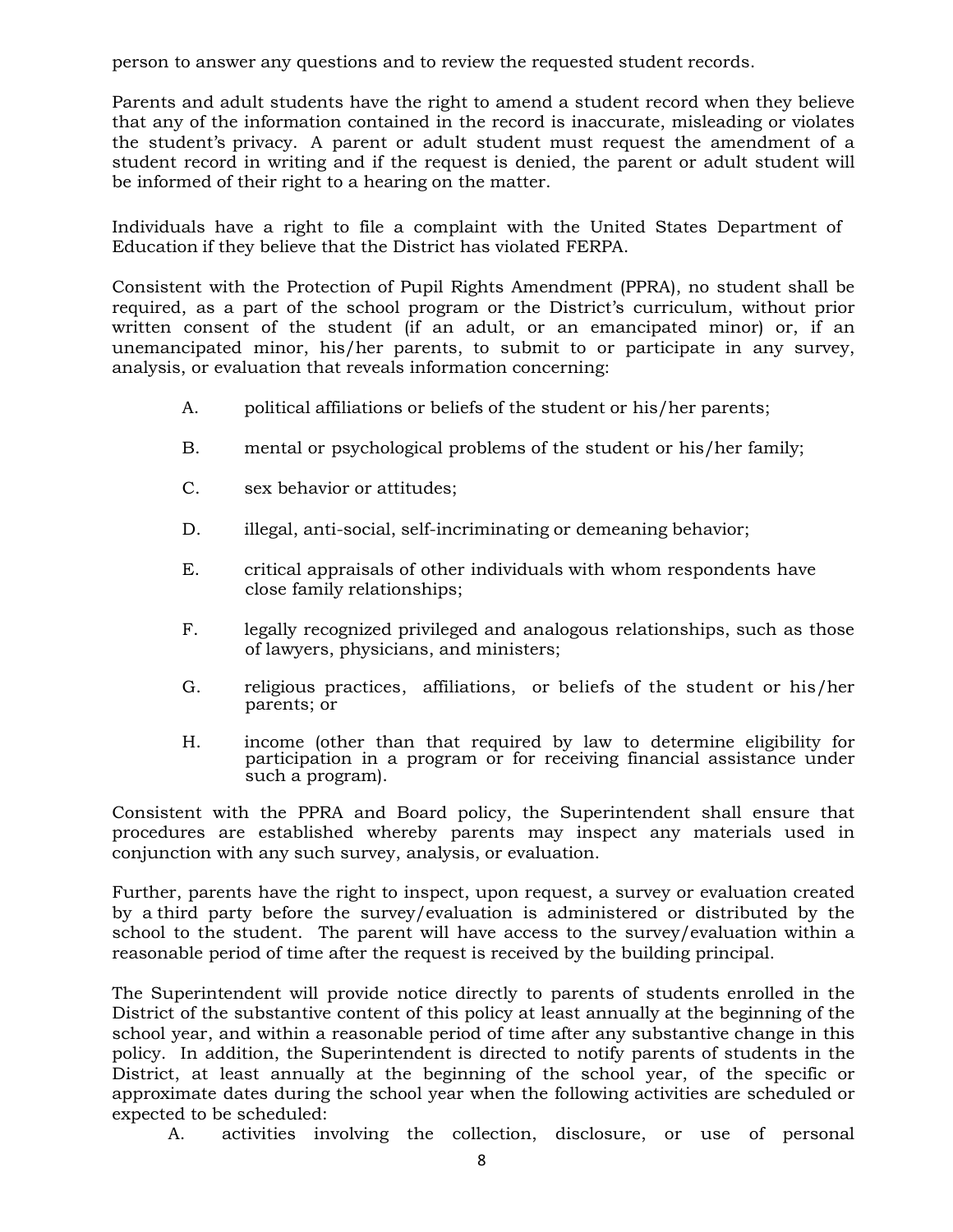person to answer any questions and to review the requested student records.

Parents and adult students have the right to amend a student record when they believe that any of the information contained in the record is inaccurate, misleading or violates the student's privacy. A parent or adult student must request the amendment of a student record in writing and if the request is denied, the parent or adult student will be informed of their right to a hearing on the matter.

Individuals have a right to file a complaint with the United States Department of Education if they believe that the District has violated FERPA.

Consistent with the Protection of Pupil Rights Amendment (PPRA), no student shall be required, as a part of the school program or the District's curriculum, without prior written consent of the student (if an adult, or an emancipated minor) or, if an unemancipated minor, his/her parents, to submit to or participate in any survey, analysis, or evaluation that reveals information concerning:

A. political affiliations or beliefs of the student or his/her parents;

B. mental or psychological problems of the student or his/her family;

C. sex behavior or attitudes;

D. illegal, anti-social, self-incriminating or demeaning behavior;

E. critical appraisals of other individuals with whom respondents have close family relationships;

F. legally recognized privileged and analogous relationships, such as those of lawyers, physicians, and ministers;

G. religious practices, affiliations, or beliefs of the student or his/her parents; or

H. income (other than that required by law to determine eligibility for participation in a program or for receiving financial assistance under such a program).

Consistent with the PPRA and Board policy, the Superintendent shall ensure that procedures are established whereby parents may inspect any materials used in conjunction with any such survey, analysis, or evaluation.

Further, parents have the right to inspect, upon request, a survey or evaluation created by a third party before the survey/evaluation is administered or distributed by the school to the student. The parent will have access to the survey/evaluation within a reasonable period of time after the request is received by the building principal.

The Superintendent will provide notice directly to parents of students enrolled in the District of the substantive content of this policy at least annually at the beginning of the school year, and within a reasonable period of time after any substantive change in this policy. In addition, the Superintendent is directed to notify parents of students in the District, at least annually at the beginning of the school year, of the specific or approximate dates during the school year when the following activities are scheduled or expected to be scheduled:

A. activities involving the collection, disclosure, or use of personal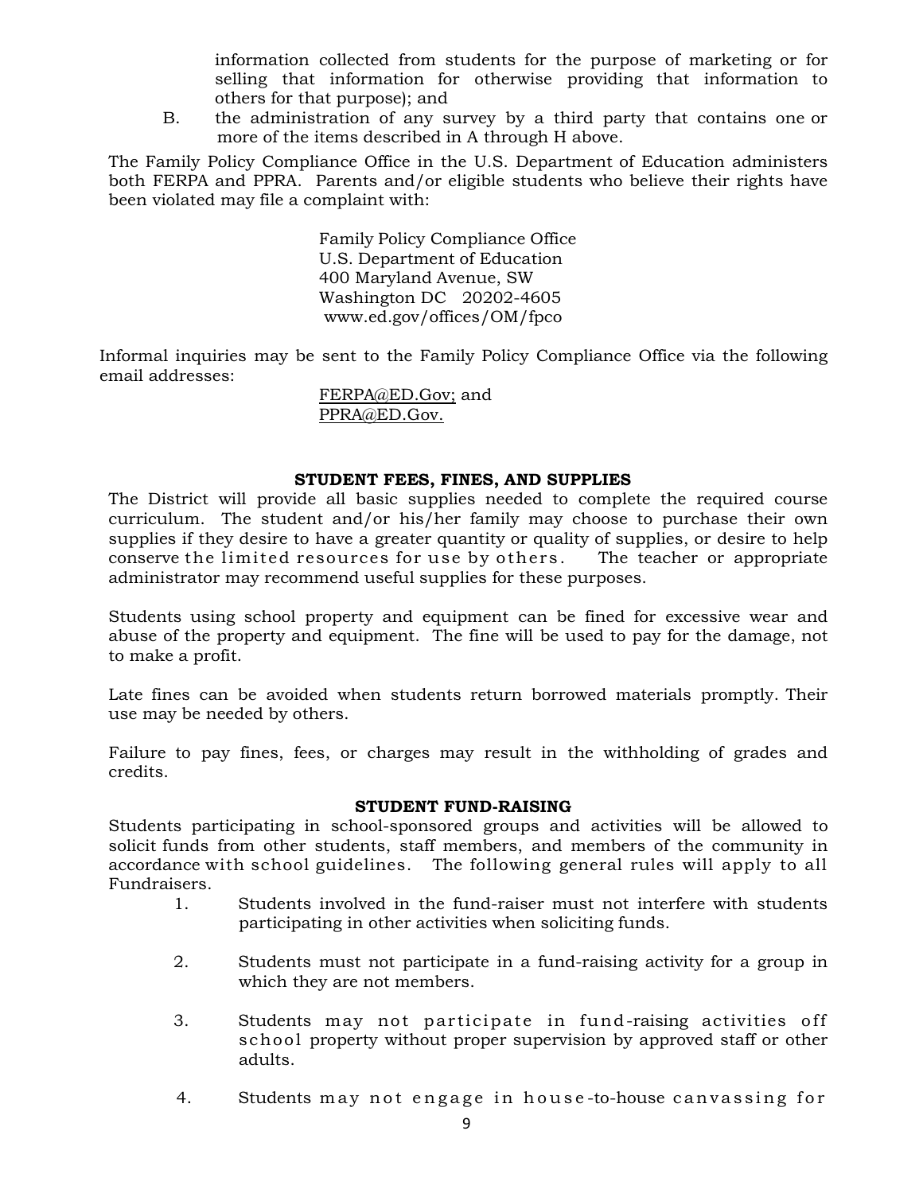information collected from students for the purpose of marketing or for selling that information for otherwise providing that information to others for that purpose); and

B. the administration of any survey by a third party that contains one or more of the items described in A through H above.

The Family Policy Compliance Office in the U.S. Department of Education administers both FERPA and PPRA. Parents and/or eligible students who believe their rights have been violated may file a complaint with:

Family Policy Compliance Office  
U.S. Department of Education  
400 Maryland Avenue, SW  
Washington DC 20202-4605  
www.ed.gov/offices/OM/fpco

Informal inquiries may be sent to the Family Policy Compliance Office via the following email addresses:

FERPA@ED.Gov; and  
PPRA@ED.Gov.

## STUDENT FEES, FINES, AND SUPPLIES

The District will provide all basic supplies needed to complete the required course curriculum. The student and/or his/her family may choose to purchase their own supplies if they desire to have a greater quantity or quality of supplies, or desire to help conserve the limited resources for use by others. The teacher or appropriate administrator may recommend useful supplies for these purposes.

Students using school property and equipment can be fined for excessive wear and abuse of the property and equipment. The fine will be used to pay for the damage, not to make a profit.

Late fines can be avoided when students return borrowed materials promptly. Their use may be needed by others.

Failure to pay fines, fees, or charges may result in the withholding of grades and credits.

## STUDENT FUND-RAISING

Students participating in school-sponsored groups and activities will be allowed to solicit funds from other students, staff members, and members of the community in accordance with school guidelines. The following general rules will apply to all Fundraisers.

1. Students involved in the fund-raiser must not interfere with students participating in other activities when soliciting funds.

2. Students must not participate in a fund-raising activity for a group in which they are not members.

3. Students may not participate in fund-raising activities off school property without proper supervision by approved staff or other adults.

4. Students may not engage in house-to-house canvassing for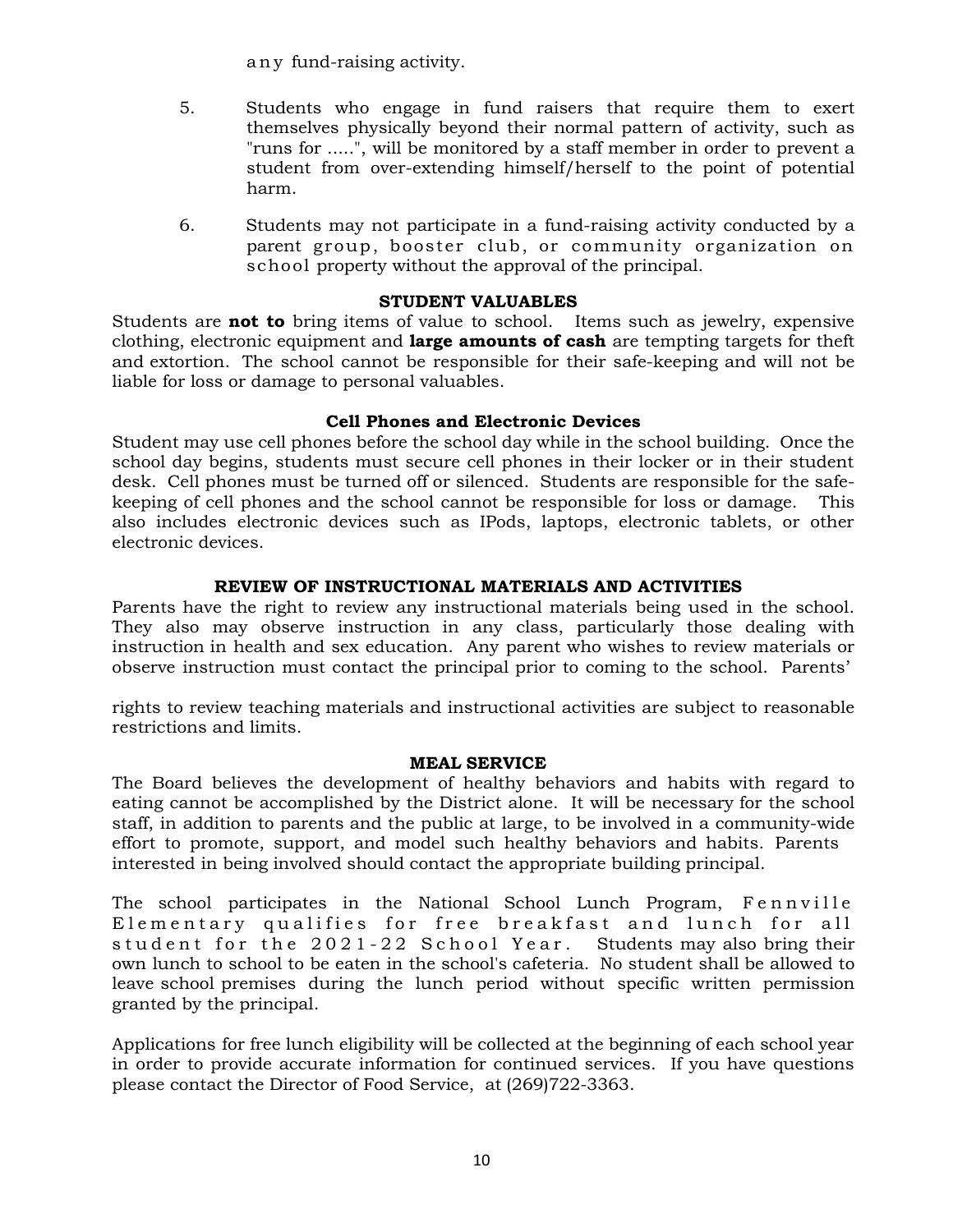any fund-raising activity.

5. Students who engage in fund raisers that require them to exert themselves physically beyond their normal pattern of activity, such as "runs for .....", will be monitored by a staff member in order to prevent a student from over-extending himself/herself to the point of potential harm.

6. Students may not participate in a fund-raising activity conducted by a parent group, booster club, or community organization on school property without the approval of the principal.

### STUDENT VALUABLES

Students are **not to** bring items of value to school. Items such as jewelry, expensive clothing, electronic equipment and **large amounts of cash** are tempting targets for theft and extortion. The school cannot be responsible for their safe-keeping and will not be liable for loss or damage to personal valuables.

### Cell Phones and Electronic Devices

Student may use cell phones before the school day while in the school building. Once the school day begins, students must secure cell phones in their locker or in their student desk. Cell phones must be turned off or silenced. Students are responsible for the safe-keeping of cell phones and the school cannot be responsible for loss or damage. This also includes electronic devices such as IPods, laptops, electronic tablets, or other electronic devices.

### REVIEW OF INSTRUCTIONAL MATERIALS AND ACTIVITIES

Parents have the right to review any instructional materials being used in the school. They also may observe instruction in any class, particularly those dealing with instruction in health and sex education. Any parent who wishes to review materials or observe instruction must contact the principal prior to coming to the school. Parents' rights to review teaching materials and instructional activities are subject to reasonable restrictions and limits.

### MEAL SERVICE

The Board believes the development of healthy behaviors and habits with regard to eating cannot be accomplished by the District alone. It will be necessary for the school staff, in addition to parents and the public at large, to be involved in a community-wide effort to promote, support, and model such healthy behaviors and habits. Parents interested in being involved should contact the appropriate building principal.

The school participates in the National School Lunch Program, Fennville Elementary qualifies for free breakfast and lunch for all student for the 2021-22 School Year. Students may also bring their own lunch to school to be eaten in the school's cafeteria. No student shall be allowed to leave school premises during the lunch period without specific written permission granted by the principal.

Applications for free lunch eligibility will be collected at the beginning of each school year in order to provide accurate information for continued services. If you have questions please contact the Director of Food Service, at (269)722-3363.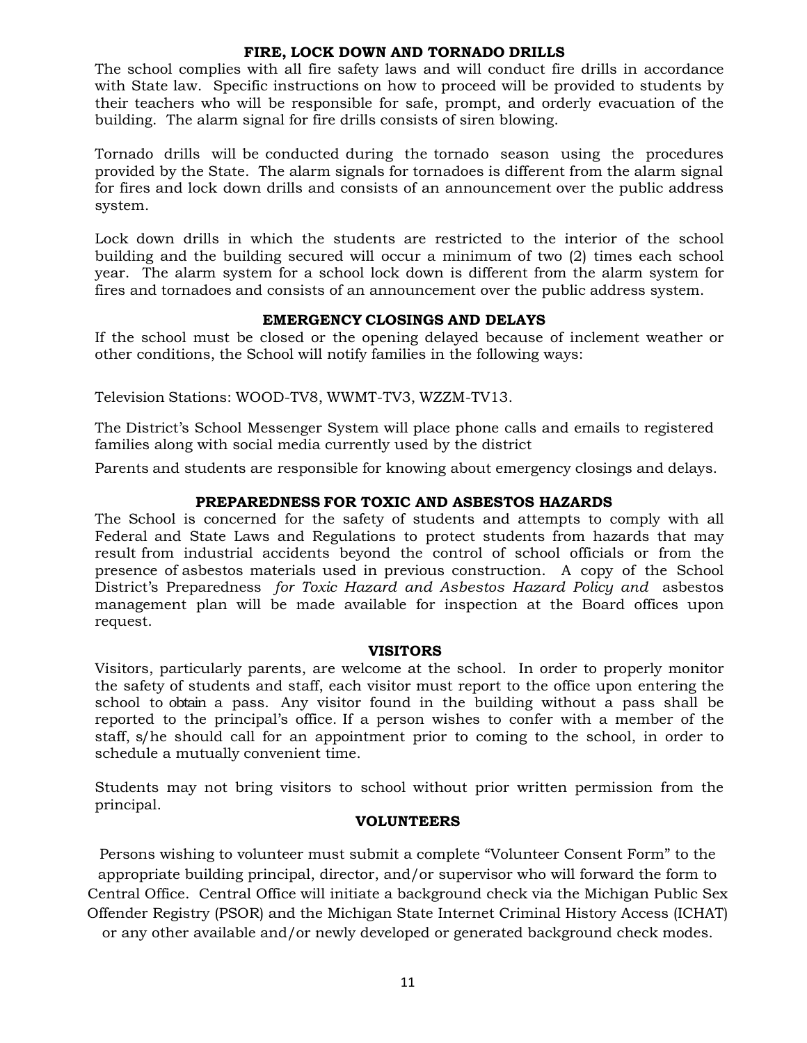## FIRE, LOCK DOWN AND TORNADO DRILLS

The school complies with all fire safety laws and will conduct fire drills in accordance with State law. Specific instructions on how to proceed will be provided to students by their teachers who will be responsible for safe, prompt, and orderly evacuation of the building. The alarm signal for fire drills consists of siren blowing.

Tornado drills will be conducted during the tornado season using the procedures provided by the State. The alarm signals for tornadoes is different from the alarm signal for fires and lock down drills and consists of an announcement over the public address system.

Lock down drills in which the students are restricted to the interior of the school building and the building secured will occur a minimum of two (2) times each school year. The alarm system for a school lock down is different from the alarm system for fires and tornadoes and consists of an announcement over the public address system.

## EMERGENCY CLOSINGS AND DELAYS

If the school must be closed or the opening delayed because of inclement weather or other conditions, the School will notify families in the following ways:

Television Stations: WOOD-TV8, WWMT-TV3, WZZM-TV13.

The District's School Messenger System will place phone calls and emails to registered families along with social media currently used by the district

Parents and students are responsible for knowing about emergency closings and delays.

## PREPAREDNESS FOR TOXIC AND ASBESTOS HAZARDS

The School is concerned for the safety of students and attempts to comply with all Federal and State Laws and Regulations to protect students from hazards that may result from industrial accidents beyond the control of school officials or from the presence of asbestos materials used in previous construction. A copy of the School District's Preparedness *for Toxic Hazard and Asbestos Hazard Policy and* asbestos management plan will be made available for inspection at the Board offices upon request.

## VISITORS

Visitors, particularly parents, are welcome at the school. In order to properly monitor the safety of students and staff, each visitor must report to the office upon entering the school to obtain a pass. Any visitor found in the building without a pass shall be reported to the principal's office. If a person wishes to confer with a member of the staff, s/he should call for an appointment prior to coming to the school, in order to schedule a mutually convenient time.

Students may not bring visitors to school without prior written permission from the principal.

## VOLUNTEERS

Persons wishing to volunteer must submit a complete "Volunteer Consent Form" to the appropriate building principal, director, and/or supervisor who will forward the form to Central Office. Central Office will initiate a background check via the Michigan Public Sex Offender Registry (PSOR) and the Michigan State Internet Criminal History Access (ICHAT) or any other available and/or newly developed or generated background check modes.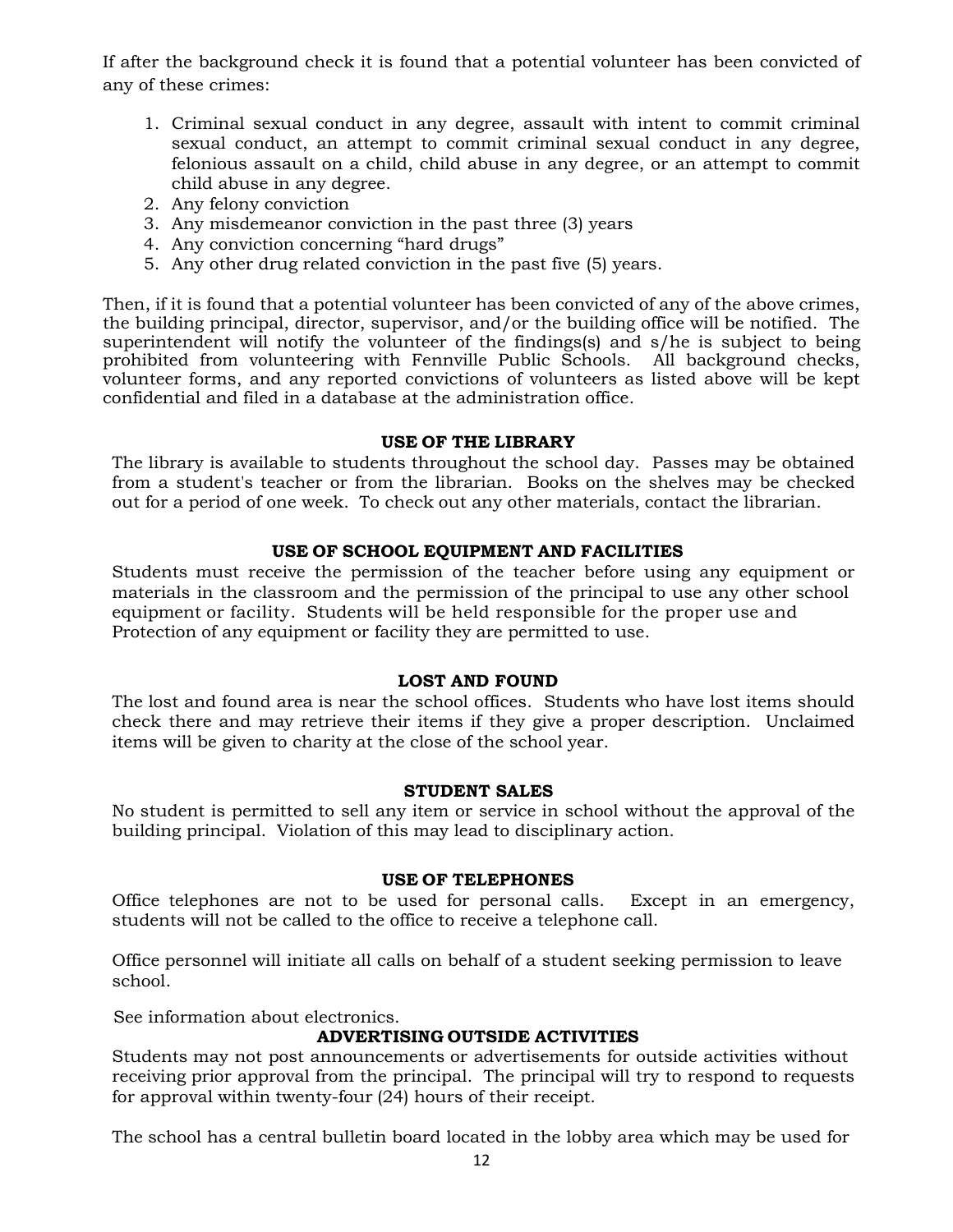If after the background check it is found that a potential volunteer has been convicted of any of these crimes:

1. Criminal sexual conduct in any degree, assault with intent to commit criminal sexual conduct, an attempt to commit criminal sexual conduct in any degree, felonious assault on a child, child abuse in any degree, or an attempt to commit child abuse in any degree.
2. Any felony conviction
3. Any misdemeanor conviction in the past three (3) years
4. Any conviction concerning "hard drugs"
5. Any other drug related conviction in the past five (5) years.

Then, if it is found that a potential volunteer has been convicted of any of the above crimes, the building principal, director, supervisor, and/or the building office will be notified. The superintendent will notify the volunteer of the findings(s) and s/he is subject to being prohibited from volunteering with Fennville Public Schools. All background checks, volunteer forms, and any reported convictions of volunteers as listed above will be kept confidential and filed in a database at the administration office.

## USE OF THE LIBRARY

The library is available to students throughout the school day. Passes may be obtained from a student's teacher or from the librarian. Books on the shelves may be checked out for a period of one week. To check out any other materials, contact the librarian.

## USE OF SCHOOL EQUIPMENT AND FACILITIES

Students must receive the permission of the teacher before using any equipment or materials in the classroom and the permission of the principal to use any other school equipment or facility. Students will be held responsible for the proper use and Protection of any equipment or facility they are permitted to use.

## LOST AND FOUND

The lost and found area is near the school offices. Students who have lost items should check there and may retrieve their items if they give a proper description. Unclaimed items will be given to charity at the close of the school year.

## STUDENT SALES

No student is permitted to sell any item or service in school without the approval of the building principal. Violation of this may lead to disciplinary action.

## USE OF TELEPHONES

Office telephones are not to be used for personal calls. Except in an emergency, students will not be called to the office to receive a telephone call.

Office personnel will initiate all calls on behalf of a student seeking permission to leave school.

See information about electronics.

## ADVERTISING OUTSIDE ACTIVITIES

Students may not post announcements or advertisements for outside activities without receiving prior approval from the principal. The principal will try to respond to requests for approval within twenty-four (24) hours of their receipt.

The school has a central bulletin board located in the lobby area which may be used for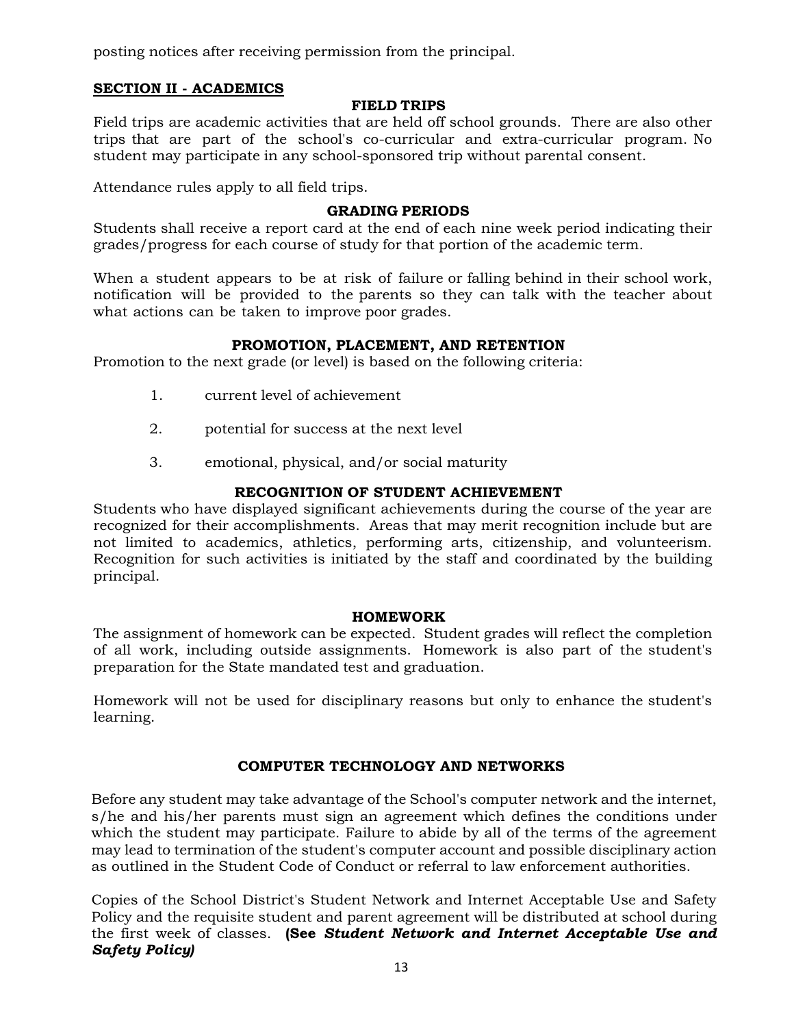posting notices after receiving permission from the principal.

## SECTION II - ACADEMICS

### FIELD TRIPS

Field trips are academic activities that are held off school grounds. There are also other trips that are part of the school's co-curricular and extra-curricular program. No student may participate in any school-sponsored trip without parental consent.

Attendance rules apply to all field trips.

### GRADING PERIODS

Students shall receive a report card at the end of each nine week period indicating their grades/progress for each course of study for that portion of the academic term.

When a student appears to be at risk of failure or falling behind in their school work, notification will be provided to the parents so they can talk with the teacher about what actions can be taken to improve poor grades.

### PROMOTION, PLACEMENT, AND RETENTION

Promotion to the next grade (or level) is based on the following criteria:

1. current level of achievement
2. potential for success at the next level
3. emotional, physical, and/or social maturity

### RECOGNITION OF STUDENT ACHIEVEMENT

Students who have displayed significant achievements during the course of the year are recognized for their accomplishments. Areas that may merit recognition include but are not limited to academics, athletics, performing arts, citizenship, and volunteerism. Recognition for such activities is initiated by the staff and coordinated by the building principal.

### HOMEWORK

The assignment of homework can be expected. Student grades will reflect the completion of all work, including outside assignments. Homework is also part of the student's preparation for the State mandated test and graduation.

Homework will not be used for disciplinary reasons but only to enhance the student's learning.

### COMPUTER TECHNOLOGY AND NETWORKS

Before any student may take advantage of the School's computer network and the internet, s/he and his/her parents must sign an agreement which defines the conditions under which the student may participate. Failure to abide by all of the terms of the agreement may lead to termination of the student's computer account and possible disciplinary action as outlined in the Student Code of Conduct or referral to law enforcement authorities.

Copies of the School District's Student Network and Internet Acceptable Use and Safety Policy and the requisite student and parent agreement will be distributed at school during the first week of classes. **(See *Student Network and Internet Acceptable Use and Safety Policy)***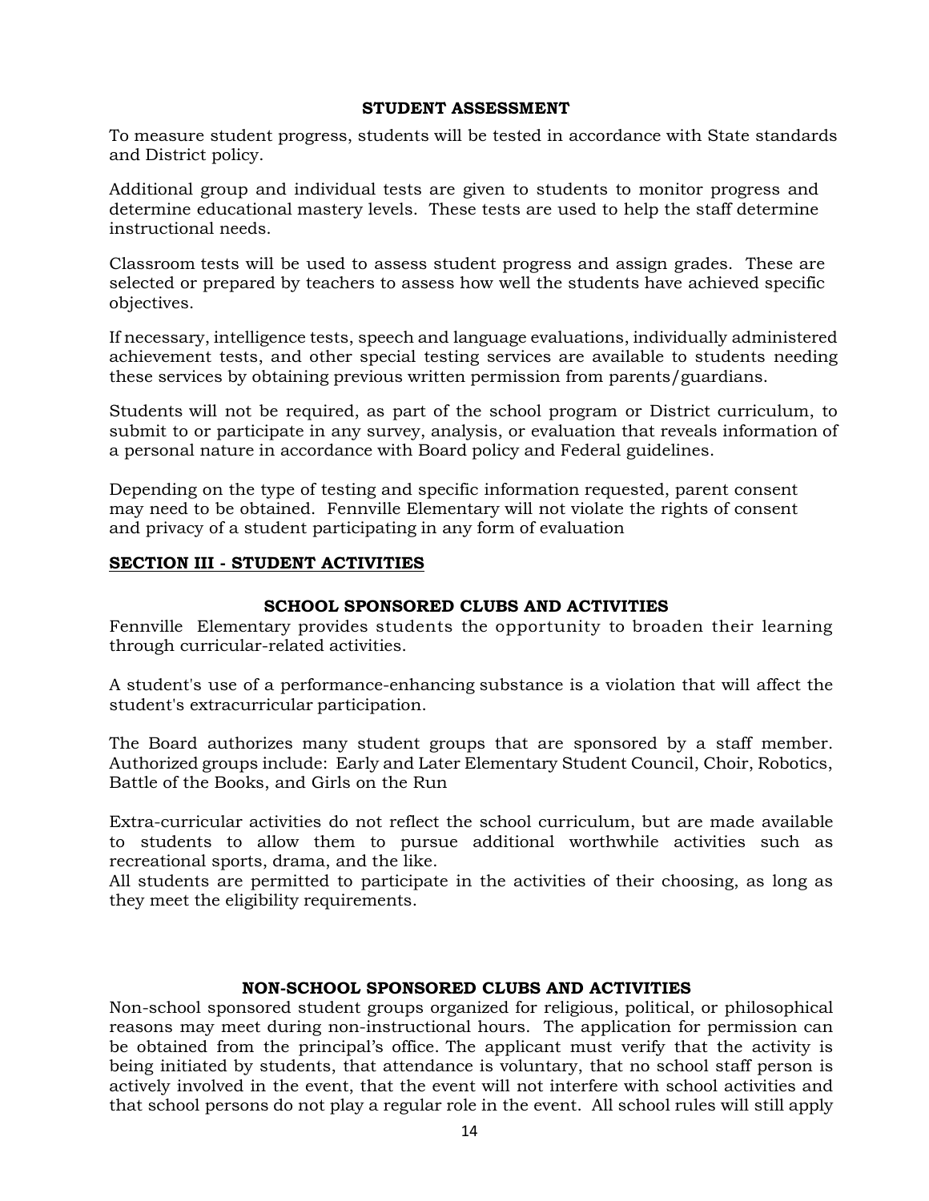### STUDENT ASSESSMENT

To measure student progress, students will be tested in accordance with State standards and District policy.

Additional group and individual tests are given to students to monitor progress and determine educational mastery levels. These tests are used to help the staff determine instructional needs.

Classroom tests will be used to assess student progress and assign grades. These are selected or prepared by teachers to assess how well the students have achieved specific objectives.

If necessary, intelligence tests, speech and language evaluations, individually administered achievement tests, and other special testing services are available to students needing these services by obtaining previous written permission from parents/guardians.

Students will not be required, as part of the school program or District curriculum, to submit to or participate in any survey, analysis, or evaluation that reveals information of a personal nature in accordance with Board policy and Federal guidelines.

Depending on the type of testing and specific information requested, parent consent may need to be obtained. Fennville Elementary will not violate the rights of consent and privacy of a student participating in any form of evaluation

## SECTION III - STUDENT ACTIVITIES

### SCHOOL SPONSORED CLUBS AND ACTIVITIES

Fennville Elementary provides students the opportunity to broaden their learning through curricular-related activities.

A student's use of a performance-enhancing substance is a violation that will affect the student's extracurricular participation.

The Board authorizes many student groups that are sponsored by a staff member. Authorized groups include: Early and Later Elementary Student Council, Choir, Robotics, Battle of the Books, and Girls on the Run

Extra-curricular activities do not reflect the school curriculum, but are made available to students to allow them to pursue additional worthwhile activities such as recreational sports, drama, and the like.
All students are permitted to participate in the activities of their choosing, as long as they meet the eligibility requirements.

### NON-SCHOOL SPONSORED CLUBS AND ACTIVITIES

Non-school sponsored student groups organized for religious, political, or philosophical reasons may meet during non-instructional hours. The application for permission can be obtained from the principal's office. The applicant must verify that the activity is being initiated by students, that attendance is voluntary, that no school staff person is actively involved in the event, that the event will not interfere with school activities and that school persons do not play a regular role in the event. All school rules will still apply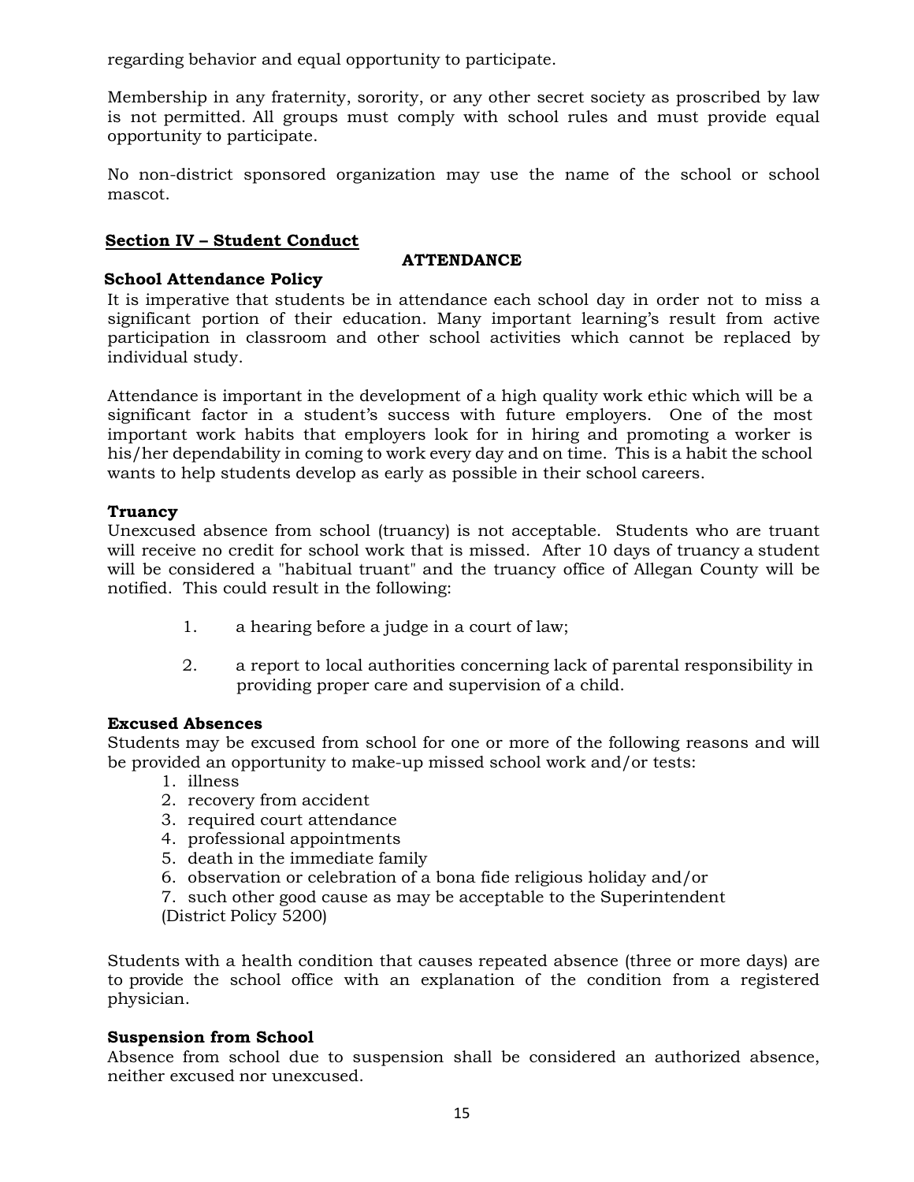regarding behavior and equal opportunity to participate.

Membership in any fraternity, sorority, or any other secret society as proscribed by law is not permitted. All groups must comply with school rules and must provide equal opportunity to participate.

No non-district sponsored organization may use the name of the school or school mascot.

## Section IV – Student Conduct

### ATTENDANCE

**School Attendance Policy**

It is imperative that students be in attendance each school day in order not to miss a significant portion of their education. Many important learning's result from active participation in classroom and other school activities which cannot be replaced by individual study.

Attendance is important in the development of a high quality work ethic which will be a significant factor in a student's success with future employers. One of the most important work habits that employers look for in hiring and promoting a worker is his/her dependability in coming to work every day and on time. This is a habit the school wants to help students develop as early as possible in their school careers.

**Truancy**

Unexcused absence from school (truancy) is not acceptable. Students who are truant will receive no credit for school work that is missed. After 10 days of truancy a student will be considered a "habitual truant" and the truancy office of Allegan County will be notified. This could result in the following:

1. a hearing before a judge in a court of law;
2. a report to local authorities concerning lack of parental responsibility in providing proper care and supervision of a child.

**Excused Absences**

Students may be excused from school for one or more of the following reasons and will be provided an opportunity to make-up missed school work and/or tests:

1. illness
2. recovery from accident
3. required court attendance
4. professional appointments
5. death in the immediate family
6. observation or celebration of a bona fide religious holiday and/or
7. such other good cause as may be acceptable to the Superintendent

(District Policy 5200)

Students with a health condition that causes repeated absence (three or more days) are to provide the school office with an explanation of the condition from a registered physician.

**Suspension from School**

Absence from school due to suspension shall be considered an authorized absence, neither excused nor unexcused.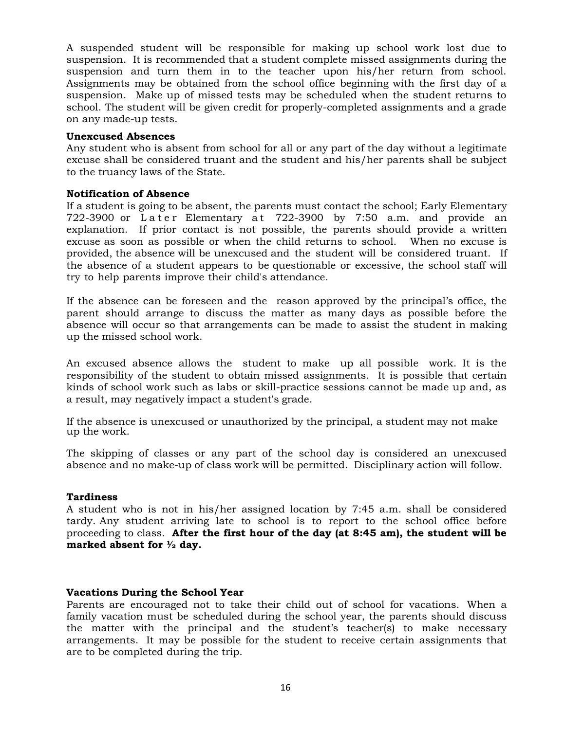A suspended student will be responsible for making up school work lost due to suspension. It is recommended that a student complete missed assignments during the suspension and turn them in to the teacher upon his/her return from school. Assignments may be obtained from the school office beginning with the first day of a suspension. Make up of missed tests may be scheduled when the student returns to school. The student will be given credit for properly-completed assignments and a grade on any made-up tests.

**Unexcused Absences**

Any student who is absent from school for all or any part of the day without a legitimate excuse shall be considered truant and the student and his/her parents shall be subject to the truancy laws of the State.

**Notification of Absence**

If a student is going to be absent, the parents must contact the school; Early Elementary 722-3900 or Later Elementary at 722-3900 by 7:50 a.m. and provide an explanation. If prior contact is not possible, the parents should provide a written excuse as soon as possible or when the child returns to school. When no excuse is provided, the absence will be unexcused and the student will be considered truant. If the absence of a student appears to be questionable or excessive, the school staff will try to help parents improve their child's attendance.

If the absence can be foreseen and the reason approved by the principal's office, the parent should arrange to discuss the matter as many days as possible before the absence will occur so that arrangements can be made to assist the student in making up the missed school work.

An excused absence allows the student to make up all possible work. It is the responsibility of the student to obtain missed assignments. It is possible that certain kinds of school work such as labs or skill-practice sessions cannot be made up and, as a result, may negatively impact a student's grade.

If the absence is unexcused or unauthorized by the principal, a student may not make up the work.

The skipping of classes or any part of the school day is considered an unexcused absence and no make-up of class work will be permitted. Disciplinary action will follow.

**Tardiness**

A student who is not in his/her assigned location by 7:45 a.m. shall be considered tardy. Any student arriving late to school is to report to the school office before proceeding to class. **After the first hour of the day (at 8:45 am), the student will be marked absent for ½ day.**

**Vacations During the School Year**

Parents are encouraged not to take their child out of school for vacations. When a family vacation must be scheduled during the school year, the parents should discuss the matter with the principal and the student's teacher(s) to make necessary arrangements. It may be possible for the student to receive certain assignments that are to be completed during the trip.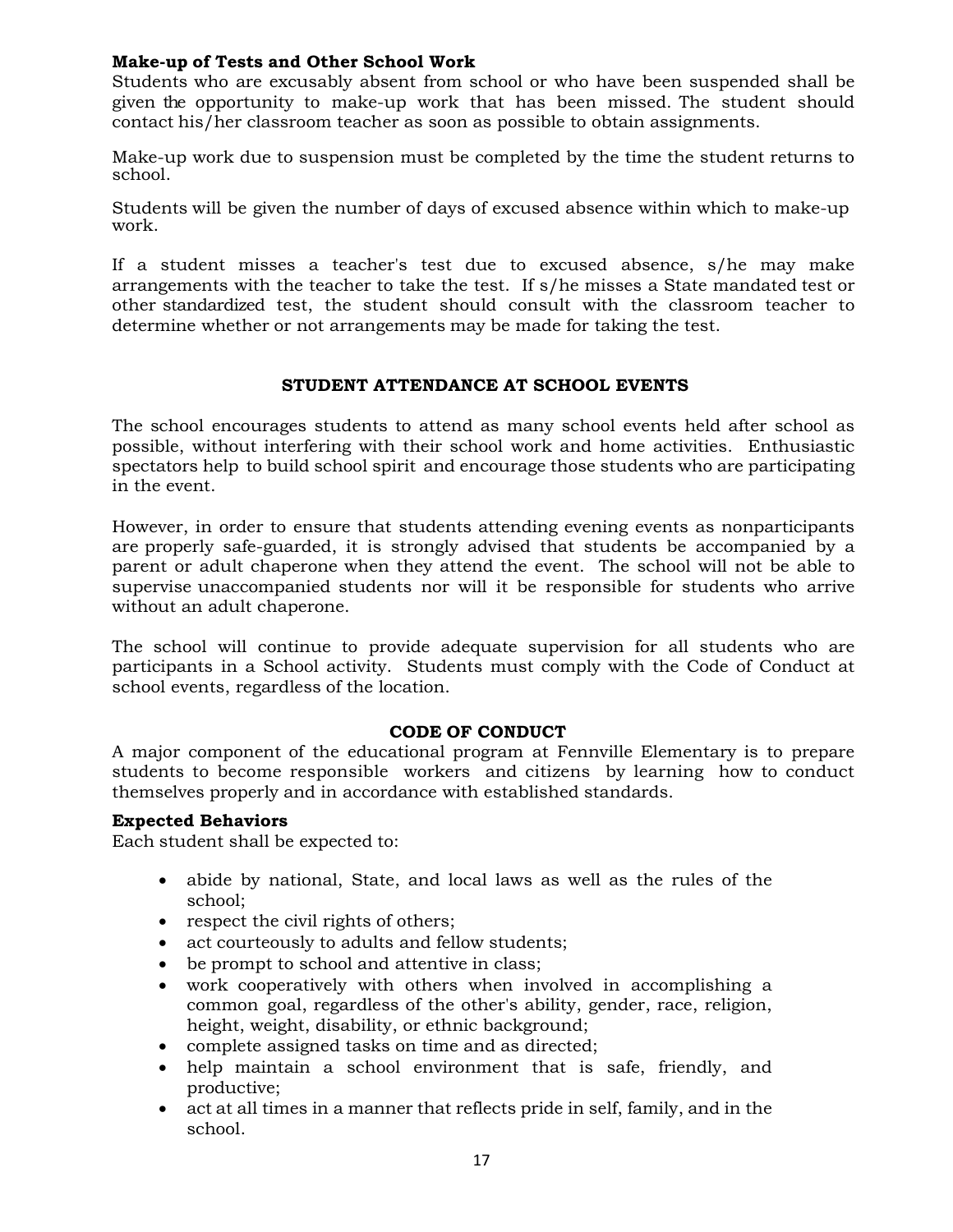**Make-up of Tests and Other School Work**

Students who are excusably absent from school or who have been suspended shall be given the opportunity to make-up work that has been missed. The student should contact his/her classroom teacher as soon as possible to obtain assignments.

Make-up work due to suspension must be completed by the time the student returns to school.

Students will be given the number of days of excused absence within which to make-up work.

If a student misses a teacher's test due to excused absence, s/he may make arrangements with the teacher to take the test. If s/he misses a State mandated test or other standardized test, the student should consult with the classroom teacher to determine whether or not arrangements may be made for taking the test.

## STUDENT ATTENDANCE AT SCHOOL EVENTS

The school encourages students to attend as many school events held after school as possible, without interfering with their school work and home activities. Enthusiastic spectators help to build school spirit and encourage those students who are participating in the event.

However, in order to ensure that students attending evening events as nonparticipants are properly safe-guarded, it is strongly advised that students be accompanied by a parent or adult chaperone when they attend the event. The school will not be able to supervise unaccompanied students nor will it be responsible for students who arrive without an adult chaperone.

The school will continue to provide adequate supervision for all students who are participants in a School activity. Students must comply with the Code of Conduct at school events, regardless of the location.

## CODE OF CONDUCT

A major component of the educational program at Fennville Elementary is to prepare students to become responsible workers and citizens by learning how to conduct themselves properly and in accordance with established standards.

**Expected Behaviors**

Each student shall be expected to:

- abide by national, State, and local laws as well as the rules of the school;
- respect the civil rights of others;
- act courteously to adults and fellow students;
- be prompt to school and attentive in class;
- work cooperatively with others when involved in accomplishing a common goal, regardless of the other's ability, gender, race, religion, height, weight, disability, or ethnic background;
- complete assigned tasks on time and as directed;
- help maintain a school environment that is safe, friendly, and productive;
- act at all times in a manner that reflects pride in self, family, and in the school.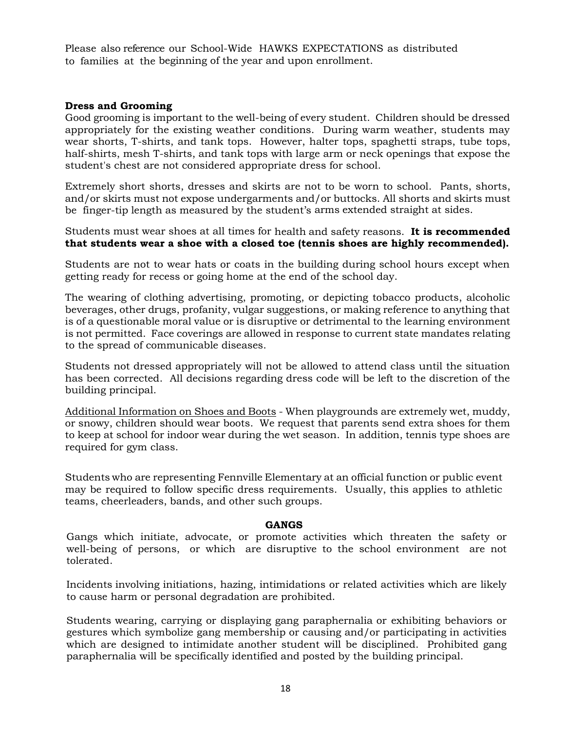Please also reference our School-Wide HAWKS EXPECTATIONS as distributed to families at the beginning of the year and upon enrollment.

**Dress and Grooming**

Good grooming is important to the well-being of every student. Children should be dressed appropriately for the existing weather conditions. During warm weather, students may wear shorts, T-shirts, and tank tops. However, halter tops, spaghetti straps, tube tops, half-shirts, mesh T-shirts, and tank tops with large arm or neck openings that expose the student's chest are not considered appropriate dress for school.

Extremely short shorts, dresses and skirts are not to be worn to school. Pants, shorts, and/or skirts must not expose undergarments and/or buttocks. All shorts and skirts must be finger-tip length as measured by the student's arms extended straight at sides.

Students must wear shoes at all times for health and safety reasons. **It is recommended that students wear a shoe with a closed toe (tennis shoes are highly recommended).**

Students are not to wear hats or coats in the building during school hours except when getting ready for recess or going home at the end of the school day.

The wearing of clothing advertising, promoting, or depicting tobacco products, alcoholic beverages, other drugs, profanity, vulgar suggestions, or making reference to anything that is of a questionable moral value or is disruptive or detrimental to the learning environment is not permitted. Face coverings are allowed in response to current state mandates relating to the spread of communicable diseases.

Students not dressed appropriately will not be allowed to attend class until the situation has been corrected. All decisions regarding dress code will be left to the discretion of the building principal.

<u>Additional Information on Shoes and Boots</u> - When playgrounds are extremely wet, muddy, or snowy, children should wear boots. We request that parents send extra shoes for them to keep at school for indoor wear during the wet season. In addition, tennis type shoes are required for gym class.

Students who are representing Fennville Elementary at an official function or public event may be required to follow specific dress requirements. Usually, this applies to athletic teams, cheerleaders, bands, and other such groups.

**GANGS**

Gangs which initiate, advocate, or promote activities which threaten the safety or well-being of persons, or which are disruptive to the school environment are not tolerated.

Incidents involving initiations, hazing, intimidations or related activities which are likely to cause harm or personal degradation are prohibited.

Students wearing, carrying or displaying gang paraphernalia or exhibiting behaviors or gestures which symbolize gang membership or causing and/or participating in activities which are designed to intimidate another student will be disciplined. Prohibited gang paraphernalia will be specifically identified and posted by the building principal.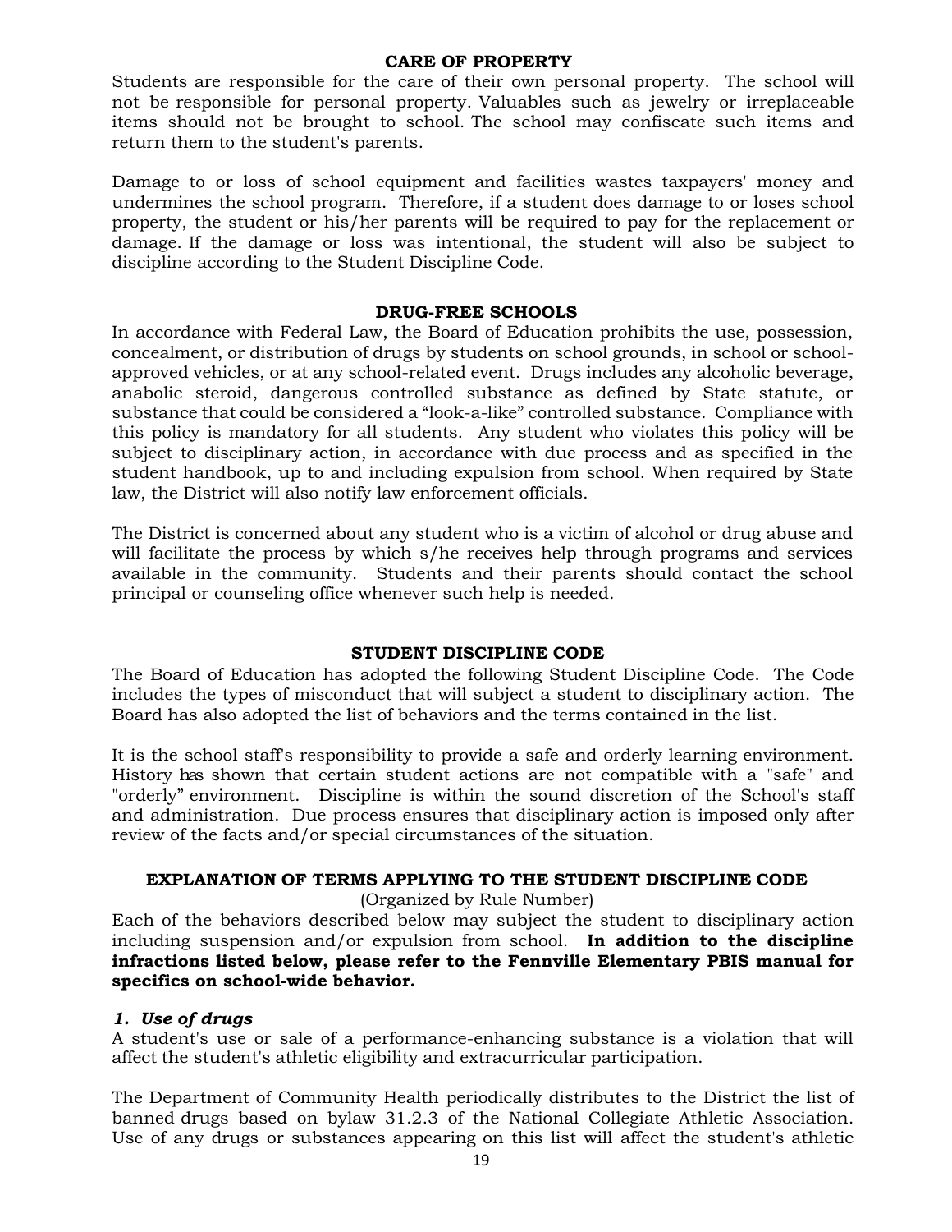## CARE OF PROPERTY

Students are responsible for the care of their own personal property. The school will not be responsible for personal property. Valuables such as jewelry or irreplaceable items should not be brought to school. The school may confiscate such items and return them to the student's parents.

Damage to or loss of school equipment and facilities wastes taxpayers' money and undermines the school program. Therefore, if a student does damage to or loses school property, the student or his/her parents will be required to pay for the replacement or damage. If the damage or loss was intentional, the student will also be subject to discipline according to the Student Discipline Code.

## DRUG-FREE SCHOOLS

In accordance with Federal Law, the Board of Education prohibits the use, possession, concealment, or distribution of drugs by students on school grounds, in school or school-approved vehicles, or at any school-related event. Drugs includes any alcoholic beverage, anabolic steroid, dangerous controlled substance as defined by State statute, or substance that could be considered a "look-a-like" controlled substance. Compliance with this policy is mandatory for all students. Any student who violates this policy will be subject to disciplinary action, in accordance with due process and as specified in the student handbook, up to and including expulsion from school. When required by State law, the District will also notify law enforcement officials.

The District is concerned about any student who is a victim of alcohol or drug abuse and will facilitate the process by which s/he receives help through programs and services available in the community. Students and their parents should contact the school principal or counseling office whenever such help is needed.

## STUDENT DISCIPLINE CODE

The Board of Education has adopted the following Student Discipline Code. The Code includes the types of misconduct that will subject a student to disciplinary action. The Board has also adopted the list of behaviors and the terms contained in the list.

It is the school staff's responsibility to provide a safe and orderly learning environment. History has shown that certain student actions are not compatible with a "safe" and "orderly" environment. Discipline is within the sound discretion of the School's staff and administration. Due process ensures that disciplinary action is imposed only after review of the facts and/or special circumstances of the situation.

### EXPLANATION OF TERMS APPLYING TO THE STUDENT DISCIPLINE CODE

(Organized by Rule Number)

Each of the behaviors described below may subject the student to disciplinary action including suspension and/or expulsion from school. **In addition to the discipline infractions listed below, please refer to the Fennville Elementary PBIS manual for specifics on school-wide behavior.**

#### *1. Use of drugs*

A student's use or sale of a performance-enhancing substance is a violation that will affect the student's athletic eligibility and extracurricular participation.

The Department of Community Health periodically distributes to the District the list of banned drugs based on bylaw 31.2.3 of the National Collegiate Athletic Association. Use of any drugs or substances appearing on this list will affect the student's athletic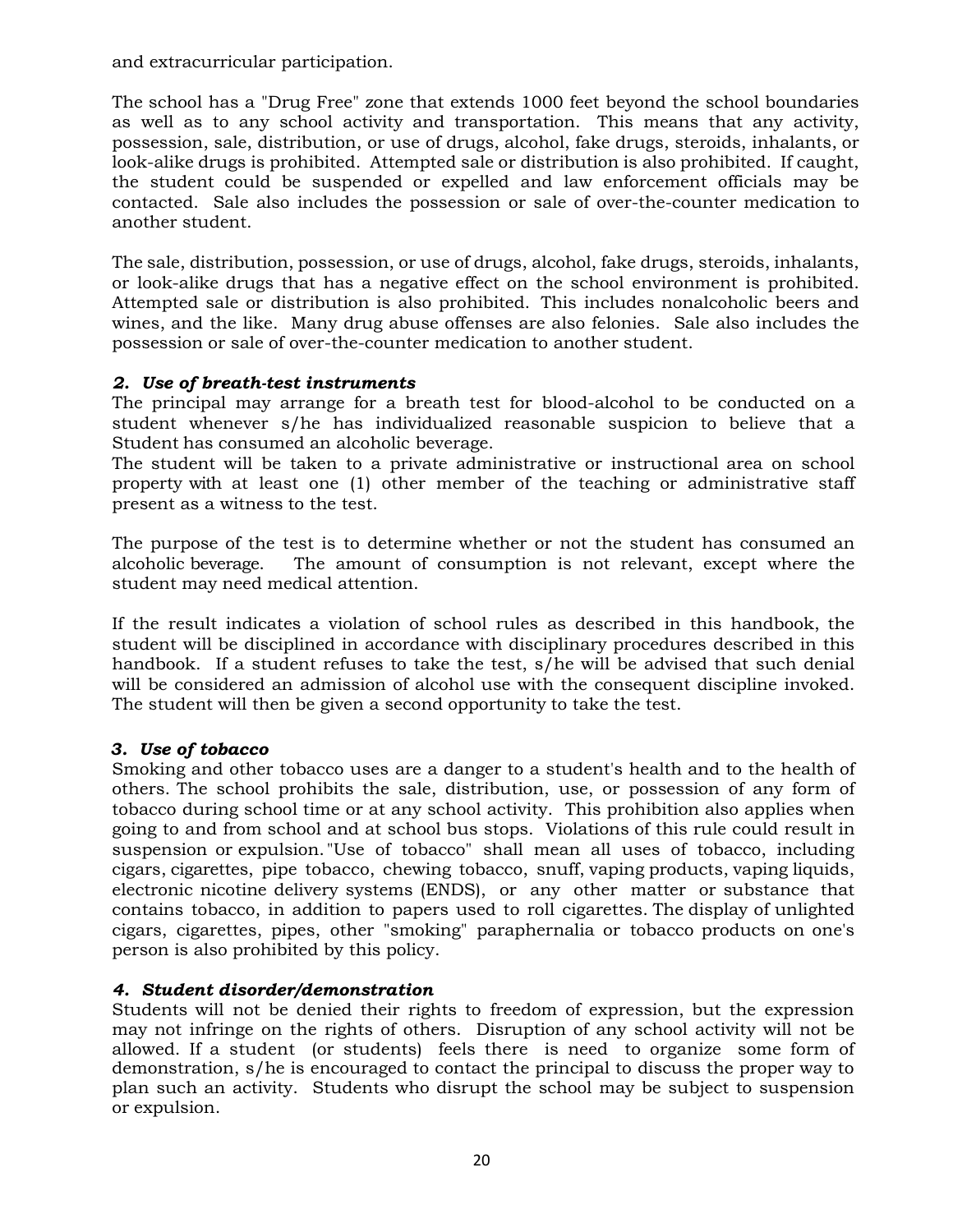and extracurricular participation.

The school has a "Drug Free" zone that extends 1000 feet beyond the school boundaries as well as to any school activity and transportation. This means that any activity, possession, sale, distribution, or use of drugs, alcohol, fake drugs, steroids, inhalants, or look-alike drugs is prohibited. Attempted sale or distribution is also prohibited. If caught, the student could be suspended or expelled and law enforcement officials may be contacted. Sale also includes the possession or sale of over-the-counter medication to another student.

The sale, distribution, possession, or use of drugs, alcohol, fake drugs, steroids, inhalants, or look-alike drugs that has a negative effect on the school environment is prohibited. Attempted sale or distribution is also prohibited. This includes nonalcoholic beers and wines, and the like. Many drug abuse offenses are also felonies. Sale also includes the possession or sale of over-the-counter medication to another student.

### *2. Use of breath-test instruments*

The principal may arrange for a breath test for blood-alcohol to be conducted on a student whenever s/he has individualized reasonable suspicion to believe that a Student has consumed an alcoholic beverage.
The student will be taken to a private administrative or instructional area on school property with at least one (1) other member of the teaching or administrative staff present as a witness to the test.

The purpose of the test is to determine whether or not the student has consumed an alcoholic beverage. The amount of consumption is not relevant, except where the student may need medical attention.

If the result indicates a violation of school rules as described in this handbook, the student will be disciplined in accordance with disciplinary procedures described in this handbook. If a student refuses to take the test, s/he will be advised that such denial will be considered an admission of alcohol use with the consequent discipline invoked. The student will then be given a second opportunity to take the test.

### *3. Use of tobacco*

Smoking and other tobacco uses are a danger to a student's health and to the health of others. The school prohibits the sale, distribution, use, or possession of any form of tobacco during school time or at any school activity. This prohibition also applies when going to and from school and at school bus stops. Violations of this rule could result in suspension or expulsion. "Use of tobacco" shall mean all uses of tobacco, including cigars, cigarettes, pipe tobacco, chewing tobacco, snuff, vaping products, vaping liquids, electronic nicotine delivery systems (ENDS), or any other matter or substance that contains tobacco, in addition to papers used to roll cigarettes. The display of unlighted cigars, cigarettes, pipes, other "smoking" paraphernalia or tobacco products on one's person is also prohibited by this policy.

### *4. Student disorder/demonstration*

Students will not be denied their rights to freedom of expression, but the expression may not infringe on the rights of others. Disruption of any school activity will not be allowed. If a student (or students) feels there is need to organize some form of demonstration, s/he is encouraged to contact the principal to discuss the proper way to plan such an activity. Students who disrupt the school may be subject to suspension or expulsion.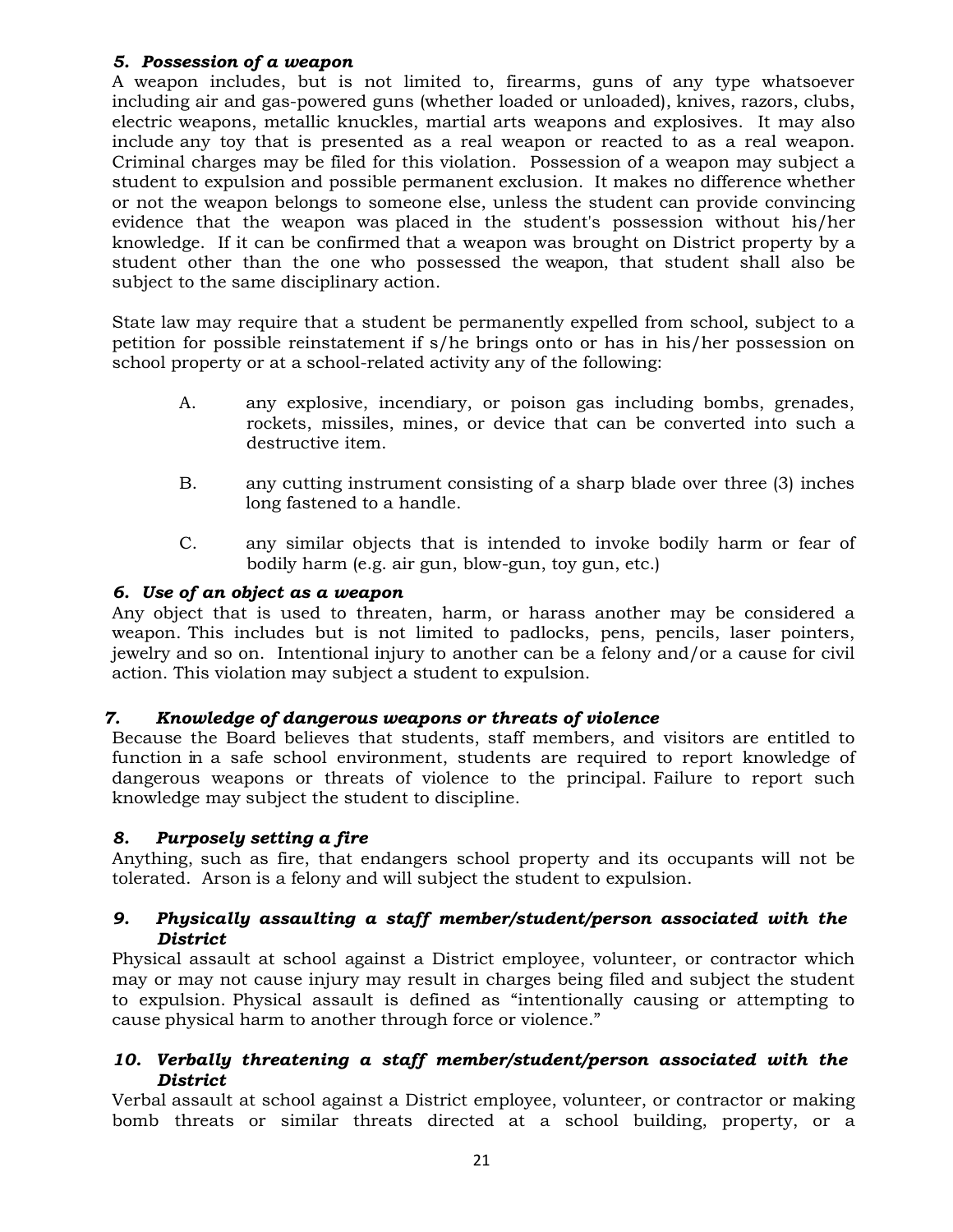***5. Possession of a weapon***

A weapon includes, but is not limited to, firearms, guns of any type whatsoever including air and gas-powered guns (whether loaded or unloaded), knives, razors, clubs, electric weapons, metallic knuckles, martial arts weapons and explosives. It may also include any toy that is presented as a real weapon or reacted to as a real weapon. Criminal charges may be filed for this violation. Possession of a weapon may subject a student to expulsion and possible permanent exclusion. It makes no difference whether or not the weapon belongs to someone else, unless the student can provide convincing evidence that the weapon was placed in the student's possession without his/her knowledge. If it can be confirmed that a weapon was brought on District property by a student other than the one who possessed the weapon, that student shall also be subject to the same disciplinary action.

State law may require that a student be permanently expelled from school, subject to a petition for possible reinstatement if s/he brings onto or has in his/her possession on school property or at a school-related activity any of the following:

A. any explosive, incendiary, or poison gas including bombs, grenades, rockets, missiles, mines, or device that can be converted into such a destructive item.

B. any cutting instrument consisting of a sharp blade over three (3) inches long fastened to a handle.

C. any similar objects that is intended to invoke bodily harm or fear of bodily harm (e.g. air gun, blow-gun, toy gun, etc.)

***6. Use of an object as a weapon***

Any object that is used to threaten, harm, or harass another may be considered a weapon. This includes but is not limited to padlocks, pens, pencils, laser pointers, jewelry and so on. Intentional injury to another can be a felony and/or a cause for civil action. This violation may subject a student to expulsion.

***7. Knowledge of dangerous weapons or threats of violence***

Because the Board believes that students, staff members, and visitors are entitled to function in a safe school environment, students are required to report knowledge of dangerous weapons or threats of violence to the principal. Failure to report such knowledge may subject the student to discipline.

***8. Purposely setting a fire***

Anything, such as fire, that endangers school property and its occupants will not be tolerated. Arson is a felony and will subject the student to expulsion.

***9. Physically assaulting a staff member/student/person associated with the District***

Physical assault at school against a District employee, volunteer, or contractor which may or may not cause injury may result in charges being filed and subject the student to expulsion. Physical assault is defined as "intentionally causing or attempting to cause physical harm to another through force or violence."

***10. Verbally threatening a staff member/student/person associated with the District***

Verbal assault at school against a District employee, volunteer, or contractor or making bomb threats or similar threats directed at a school building, property, or a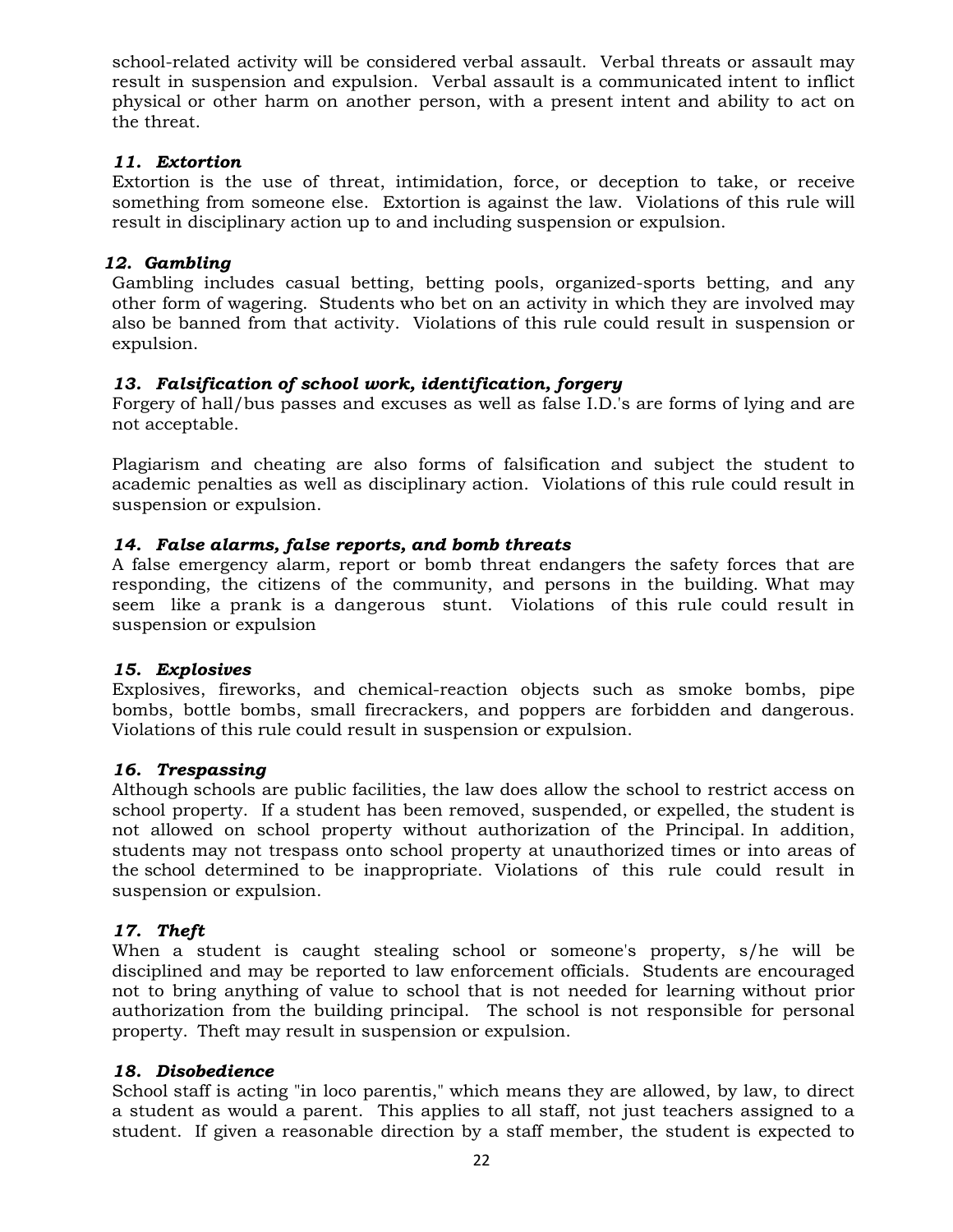school-related activity will be considered verbal assault. Verbal threats or assault may result in suspension and expulsion. Verbal assault is a communicated intent to inflict physical or other harm on another person, with a present intent and ability to act on the threat.

### *11. Extortion*

Extortion is the use of threat, intimidation, force, or deception to take, or receive something from someone else. Extortion is against the law. Violations of this rule will result in disciplinary action up to and including suspension or expulsion.

### *12. Gambling*

Gambling includes casual betting, betting pools, organized-sports betting, and any other form of wagering. Students who bet on an activity in which they are involved may also be banned from that activity. Violations of this rule could result in suspension or expulsion.

### *13. Falsification of school work, identification, forgery*

Forgery of hall/bus passes and excuses as well as false I.D.'s are forms of lying and are not acceptable.

Plagiarism and cheating are also forms of falsification and subject the student to academic penalties as well as disciplinary action. Violations of this rule could result in suspension or expulsion.

### *14. False alarms, false reports, and bomb threats*

A false emergency alarm, report or bomb threat endangers the safety forces that are responding, the citizens of the community, and persons in the building. What may seem like a prank is a dangerous stunt. Violations of this rule could result in suspension or expulsion

### *15. Explosives*

Explosives, fireworks, and chemical-reaction objects such as smoke bombs, pipe bombs, bottle bombs, small firecrackers, and poppers are forbidden and dangerous. Violations of this rule could result in suspension or expulsion.

### *16. Trespassing*

Although schools are public facilities, the law does allow the school to restrict access on school property. If a student has been removed, suspended, or expelled, the student is not allowed on school property without authorization of the Principal. In addition, students may not trespass onto school property at unauthorized times or into areas of the school determined to be inappropriate. Violations of this rule could result in suspension or expulsion.

### *17. Theft*

When a student is caught stealing school or someone's property, s/he will be disciplined and may be reported to law enforcement officials. Students are encouraged not to bring anything of value to school that is not needed for learning without prior authorization from the building principal. The school is not responsible for personal property. Theft may result in suspension or expulsion.

### *18. Disobedience*

School staff is acting "in loco parentis," which means they are allowed, by law, to direct a student as would a parent. This applies to all staff, not just teachers assigned to a student. If given a reasonable direction by a staff member, the student is expected to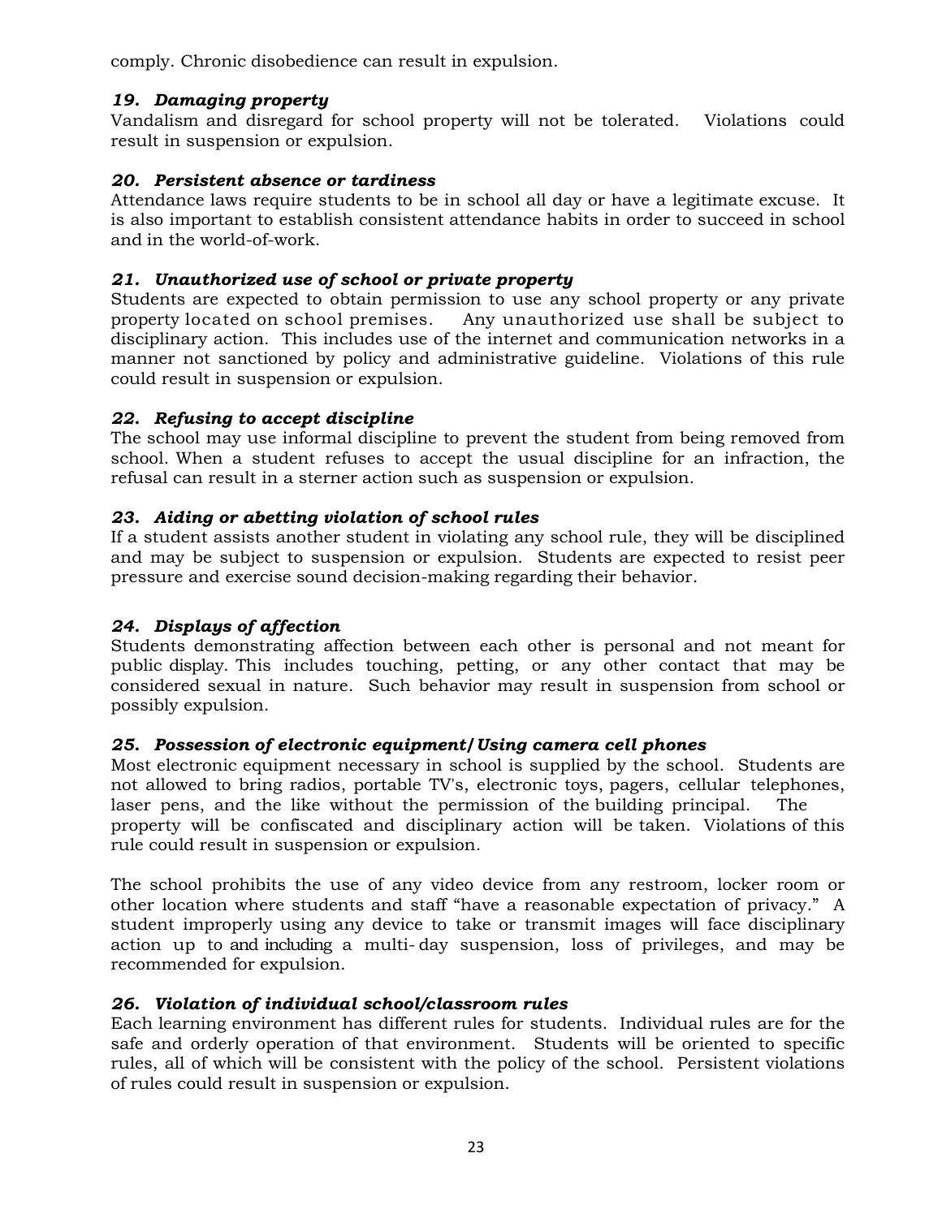comply. Chronic disobedience can result in expulsion.

### *19. Damaging property*

Vandalism and disregard for school property will not be tolerated. Violations could result in suspension or expulsion.

### *20. Persistent absence or tardiness*

Attendance laws require students to be in school all day or have a legitimate excuse. It is also important to establish consistent attendance habits in order to succeed in school and in the world-of-work.

### *21. Unauthorized use of school or private property*

Students are expected to obtain permission to use any school property or any private property located on school premises. Any unauthorized use shall be subject to disciplinary action. This includes use of the internet and communication networks in a manner not sanctioned by policy and administrative guideline. Violations of this rule could result in suspension or expulsion.

### *22. Refusing to accept discipline*

The school may use informal discipline to prevent the student from being removed from school. When a student refuses to accept the usual discipline for an infraction, the refusal can result in a sterner action such as suspension or expulsion.

### *23. Aiding or abetting violation of school rules*

If a student assists another student in violating any school rule, they will be disciplined and may be subject to suspension or expulsion. Students are expected to resist peer pressure and exercise sound decision-making regarding their behavior.

### *24. Displays of affection*

Students demonstrating affection between each other is personal and not meant for public display. This includes touching, petting, or any other contact that may be considered sexual in nature. Such behavior may result in suspension from school or possibly expulsion.

### *25. Possession of electronic equipment/Using camera cell phones*

Most electronic equipment necessary in school is supplied by the school. Students are not allowed to bring radios, portable TV's, electronic toys, pagers, cellular telephones, laser pens, and the like without the permission of the building principal. The property will be confiscated and disciplinary action will be taken. Violations of this rule could result in suspension or expulsion.

The school prohibits the use of any video device from any restroom, locker room or other location where students and staff "have a reasonable expectation of privacy." A student improperly using any device to take or transmit images will face disciplinary action up to and including a multi- day suspension, loss of privileges, and may be recommended for expulsion.

### *26. Violation of individual school/classroom rules*

Each learning environment has different rules for students. Individual rules are for the safe and orderly operation of that environment. Students will be oriented to specific rules, all of which will be consistent with the policy of the school. Persistent violations of rules could result in suspension or expulsion.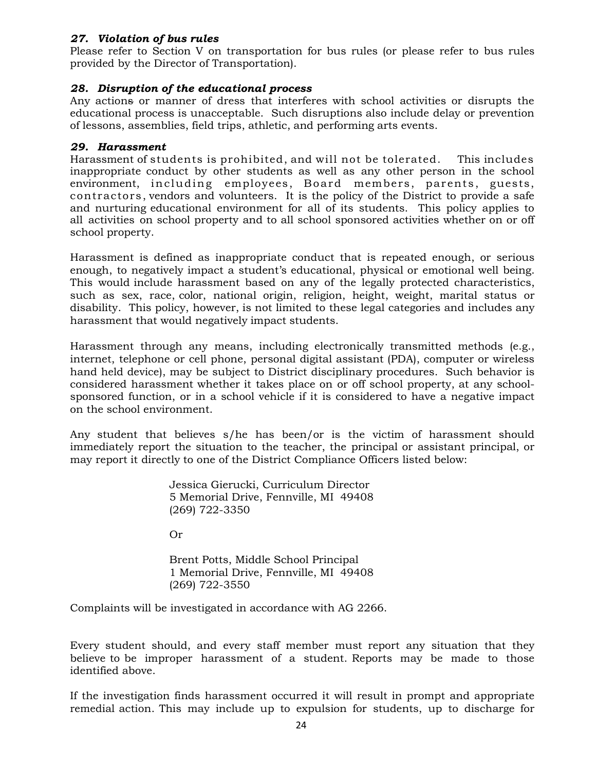### *27. Violation of bus rules*

Please refer to Section V on transportation for bus rules (or please refer to bus rules provided by the Director of Transportation).

### *28. Disruption of the educational process*

Any actions or manner of dress that interferes with school activities or disrupts the educational process is unacceptable. Such disruptions also include delay or prevention of lessons, assemblies, field trips, athletic, and performing arts events.

### *29. Harassment*

Harassment of students is prohibited, and will not be tolerated. This includes inappropriate conduct by other students as well as any other person in the school environment, including employees, Board members, parents, guests, contractors, vendors and volunteers. It is the policy of the District to provide a safe and nurturing educational environment for all of its students. This policy applies to all activities on school property and to all school sponsored activities whether on or off school property.

Harassment is defined as inappropriate conduct that is repeated enough, or serious enough, to negatively impact a student's educational, physical or emotional well being. This would include harassment based on any of the legally protected characteristics, such as sex, race, color, national origin, religion, height, weight, marital status or disability. This policy, however, is not limited to these legal categories and includes any harassment that would negatively impact students.

Harassment through any means, including electronically transmitted methods (e.g., internet, telephone or cell phone, personal digital assistant (PDA), computer or wireless hand held device), may be subject to District disciplinary procedures. Such behavior is considered harassment whether it takes place on or off school property, at any school-sponsored function, or in a school vehicle if it is considered to have a negative impact on the school environment.

Any student that believes s/he has been/or is the victim of harassment should immediately report the situation to the teacher, the principal or assistant principal, or may report it directly to one of the District Compliance Officers listed below:

Jessica Gierucki, Curriculum Director
5 Memorial Drive, Fennville, MI 49408
(269) 722-3350

Or

Brent Potts, Middle School Principal
1 Memorial Drive, Fennville, MI 49408
(269) 722-3550

Complaints will be investigated in accordance with AG 2266.

Every student should, and every staff member must report any situation that they believe to be improper harassment of a student. Reports may be made to those identified above.

If the investigation finds harassment occurred it will result in prompt and appropriate remedial action. This may include up to expulsion for students, up to discharge for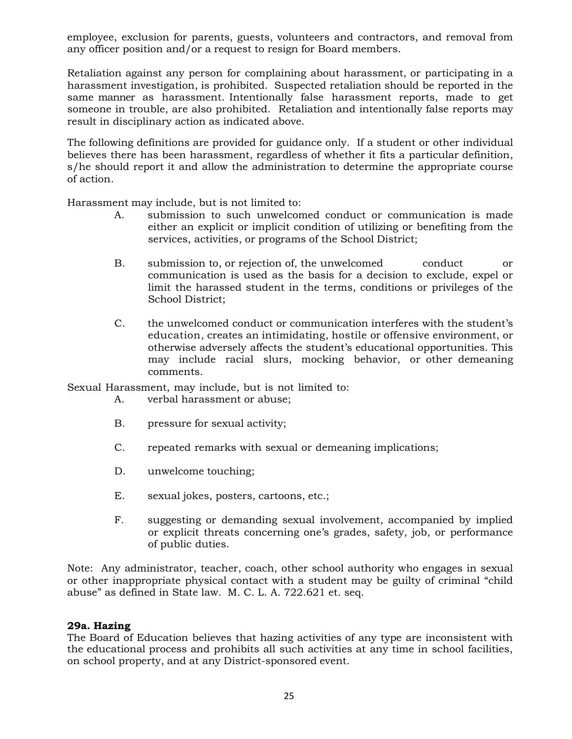employee, exclusion for parents, guests, volunteers and contractors, and removal from any officer position and/or a request to resign for Board members.

Retaliation against any person for complaining about harassment, or participating in a harassment investigation, is prohibited. Suspected retaliation should be reported in the same manner as harassment. Intentionally false harassment reports, made to get someone in trouble, are also prohibited. Retaliation and intentionally false reports may result in disciplinary action as indicated above.

The following definitions are provided for guidance only. If a student or other individual believes there has been harassment, regardless of whether it fits a particular definition, s/he should report it and allow the administration to determine the appropriate course of action.

Harassment may include, but is not limited to:

A. submission to such unwelcomed conduct or communication is made either an explicit or implicit condition of utilizing or benefiting from the services, activities, or programs of the School District;

B. submission to, or rejection of, the unwelcomed conduct or communication is used as the basis for a decision to exclude, expel or limit the harassed student in the terms, conditions or privileges of the School District;

C. the unwelcomed conduct or communication interferes with the student's education, creates an intimidating, hostile or offensive environment, or otherwise adversely affects the student's educational opportunities. This may include racial slurs, mocking behavior, or other demeaning comments.

Sexual Harassment, may include, but is not limited to:

A. verbal harassment or abuse;

B. pressure for sexual activity;

C. repeated remarks with sexual or demeaning implications;

D. unwelcome touching;

E. sexual jokes, posters, cartoons, etc.;

F. suggesting or demanding sexual involvement, accompanied by implied or explicit threats concerning one's grades, safety, job, or performance of public duties.

Note: Any administrator, teacher, coach, other school authority who engages in sexual or other inappropriate physical contact with a student may be guilty of criminal "child abuse" as defined in State law. M. C. L. A. 722.621 et. seq.

**29a. Hazing**

The Board of Education believes that hazing activities of any type are inconsistent with the educational process and prohibits all such activities at any time in school facilities, on school property, and at any District-sponsored event.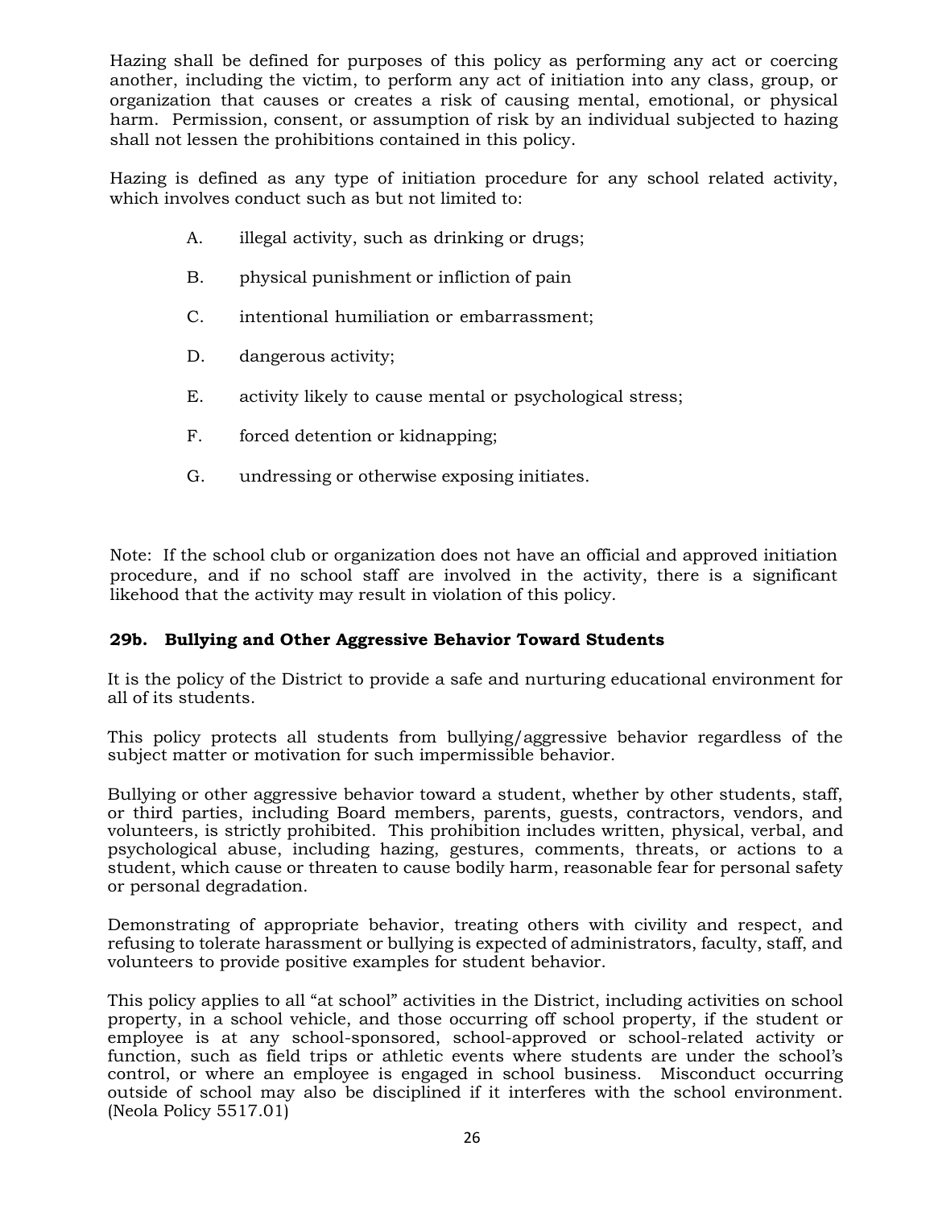Hazing shall be defined for purposes of this policy as performing any act or coercing another, including the victim, to perform any act of initiation into any class, group, or organization that causes or creates a risk of causing mental, emotional, or physical harm. Permission, consent, or assumption of risk by an individual subjected to hazing shall not lessen the prohibitions contained in this policy.

Hazing is defined as any type of initiation procedure for any school related activity, which involves conduct such as but not limited to:

A. illegal activity, such as drinking or drugs;

B. physical punishment or infliction of pain

C. intentional humiliation or embarrassment;

D. dangerous activity;

E. activity likely to cause mental or psychological stress;

F. forced detention or kidnapping;

G. undressing or otherwise exposing initiates.

Note: If the school club or organization does not have an official and approved initiation procedure, and if no school staff are involved in the activity, there is a significant likehood that the activity may result in violation of this policy.

### 29b. Bullying and Other Aggressive Behavior Toward Students

It is the policy of the District to provide a safe and nurturing educational environment for all of its students.

This policy protects all students from bullying/aggressive behavior regardless of the subject matter or motivation for such impermissible behavior.

Bullying or other aggressive behavior toward a student, whether by other students, staff, or third parties, including Board members, parents, guests, contractors, vendors, and volunteers, is strictly prohibited. This prohibition includes written, physical, verbal, and psychological abuse, including hazing, gestures, comments, threats, or actions to a student, which cause or threaten to cause bodily harm, reasonable fear for personal safety or personal degradation.

Demonstrating of appropriate behavior, treating others with civility and respect, and refusing to tolerate harassment or bullying is expected of administrators, faculty, staff, and volunteers to provide positive examples for student behavior.

This policy applies to all "at school" activities in the District, including activities on school property, in a school vehicle, and those occurring off school property, if the student or employee is at any school-sponsored, school-approved or school-related activity or function, such as field trips or athletic events where students are under the school's control, or where an employee is engaged in school business. Misconduct occurring outside of school may also be disciplined if it interferes with the school environment. (Neola Policy 5517.01)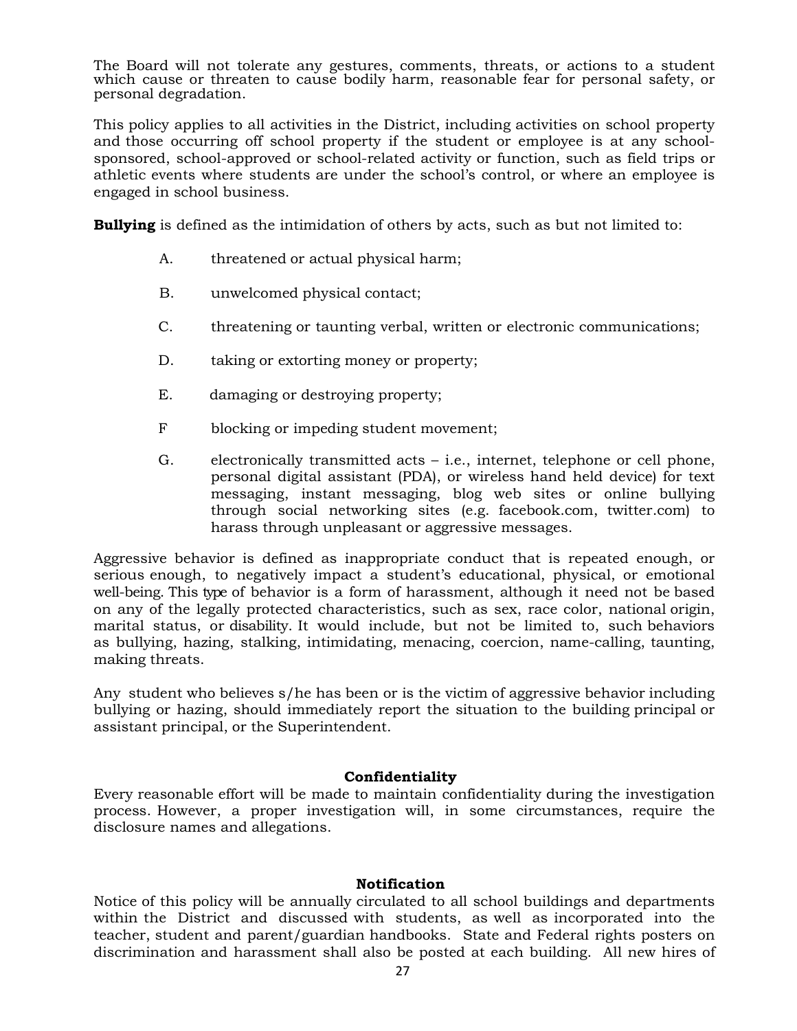The Board will not tolerate any gestures, comments, threats, or actions to a student which cause or threaten to cause bodily harm, reasonable fear for personal safety, or personal degradation.

This policy applies to all activities in the District, including activities on school property and those occurring off school property if the student or employee is at any school-sponsored, school-approved or school-related activity or function, such as field trips or athletic events where students are under the school's control, or where an employee is engaged in school business.

**Bullying** is defined as the intimidation of others by acts, such as but not limited to:

A. threatened or actual physical harm;

B. unwelcomed physical contact;

C. threatening or taunting verbal, written or electronic communications;

D. taking or extorting money or property;

E. damaging or destroying property;

F blocking or impeding student movement;

G. electronically transmitted acts – i.e., internet, telephone or cell phone, personal digital assistant (PDA), or wireless hand held device) for text messaging, instant messaging, blog web sites or online bullying through social networking sites (e.g. facebook.com, twitter.com) to harass through unpleasant or aggressive messages.

Aggressive behavior is defined as inappropriate conduct that is repeated enough, or serious enough, to negatively impact a student's educational, physical, or emotional well-being. This type of behavior is a form of harassment, although it need not be based on any of the legally protected characteristics, such as sex, race color, national origin, marital status, or disability. It would include, but not be limited to, such behaviors as bullying, hazing, stalking, intimidating, menacing, coercion, name-calling, taunting, making threats.

Any student who believes s/he has been or is the victim of aggressive behavior including bullying or hazing, should immediately report the situation to the building principal or assistant principal, or the Superintendent.

**Confidentiality**

Every reasonable effort will be made to maintain confidentiality during the investigation process. However, a proper investigation will, in some circumstances, require the disclosure names and allegations.

**Notification**

Notice of this policy will be annually circulated to all school buildings and departments within the District and discussed with students, as well as incorporated into the teacher, student and parent/guardian handbooks. State and Federal rights posters on discrimination and harassment shall also be posted at each building. All new hires of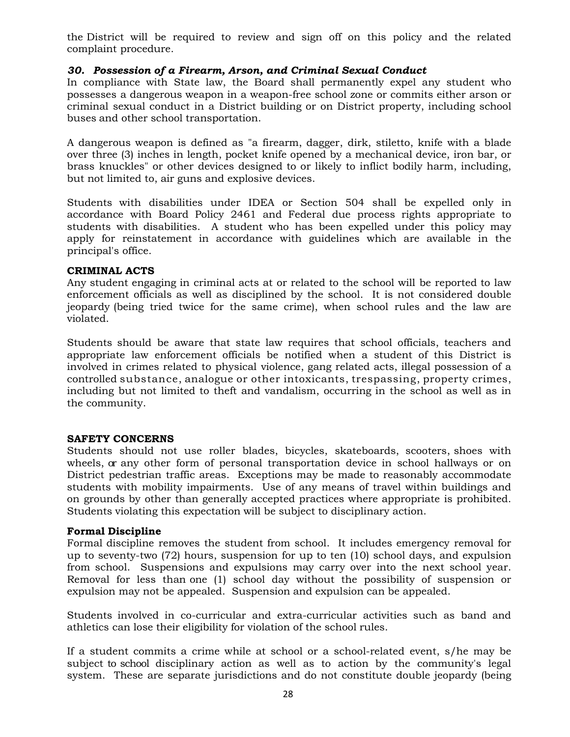the District will be required to review and sign off on this policy and the related complaint procedure.

### *30. Possession of a Firearm, Arson, and Criminal Sexual Conduct*

In compliance with State law, the Board shall permanently expel any student who possesses a dangerous weapon in a weapon-free school zone or commits either arson or criminal sexual conduct in a District building or on District property, including school buses and other school transportation.

A dangerous weapon is defined as "a firearm, dagger, dirk, stiletto, knife with a blade over three (3) inches in length, pocket knife opened by a mechanical device, iron bar, or brass knuckles" or other devices designed to or likely to inflict bodily harm, including, but not limited to, air guns and explosive devices.

Students with disabilities under IDEA or Section 504 shall be expelled only in accordance with Board Policy 2461 and Federal due process rights appropriate to students with disabilities. A student who has been expelled under this policy may apply for reinstatement in accordance with guidelines which are available in the principal's office.

### CRIMINAL ACTS

Any student engaging in criminal acts at or related to the school will be reported to law enforcement officials as well as disciplined by the school. It is not considered double jeopardy (being tried twice for the same crime), when school rules and the law are violated.

Students should be aware that state law requires that school officials, teachers and appropriate law enforcement officials be notified when a student of this District is involved in crimes related to physical violence, gang related acts, illegal possession of a controlled substance, analogue or other intoxicants, trespassing, property crimes, including but not limited to theft and vandalism, occurring in the school as well as in the community.

### SAFETY CONCERNS

Students should not use roller blades, bicycles, skateboards, scooters, shoes with wheels, or any other form of personal transportation device in school hallways or on District pedestrian traffic areas. Exceptions may be made to reasonably accommodate students with mobility impairments. Use of any means of travel within buildings and on grounds by other than generally accepted practices where appropriate is prohibited. Students violating this expectation will be subject to disciplinary action.

### Formal Discipline

Formal discipline removes the student from school. It includes emergency removal for up to seventy-two (72) hours, suspension for up to ten (10) school days, and expulsion from school. Suspensions and expulsions may carry over into the next school year. Removal for less than one (1) school day without the possibility of suspension or expulsion may not be appealed. Suspension and expulsion can be appealed.

Students involved in co-curricular and extra-curricular activities such as band and athletics can lose their eligibility for violation of the school rules.

If a student commits a crime while at school or a school-related event, s/he may be subject to school disciplinary action as well as to action by the community's legal system. These are separate jurisdictions and do not constitute double jeopardy (being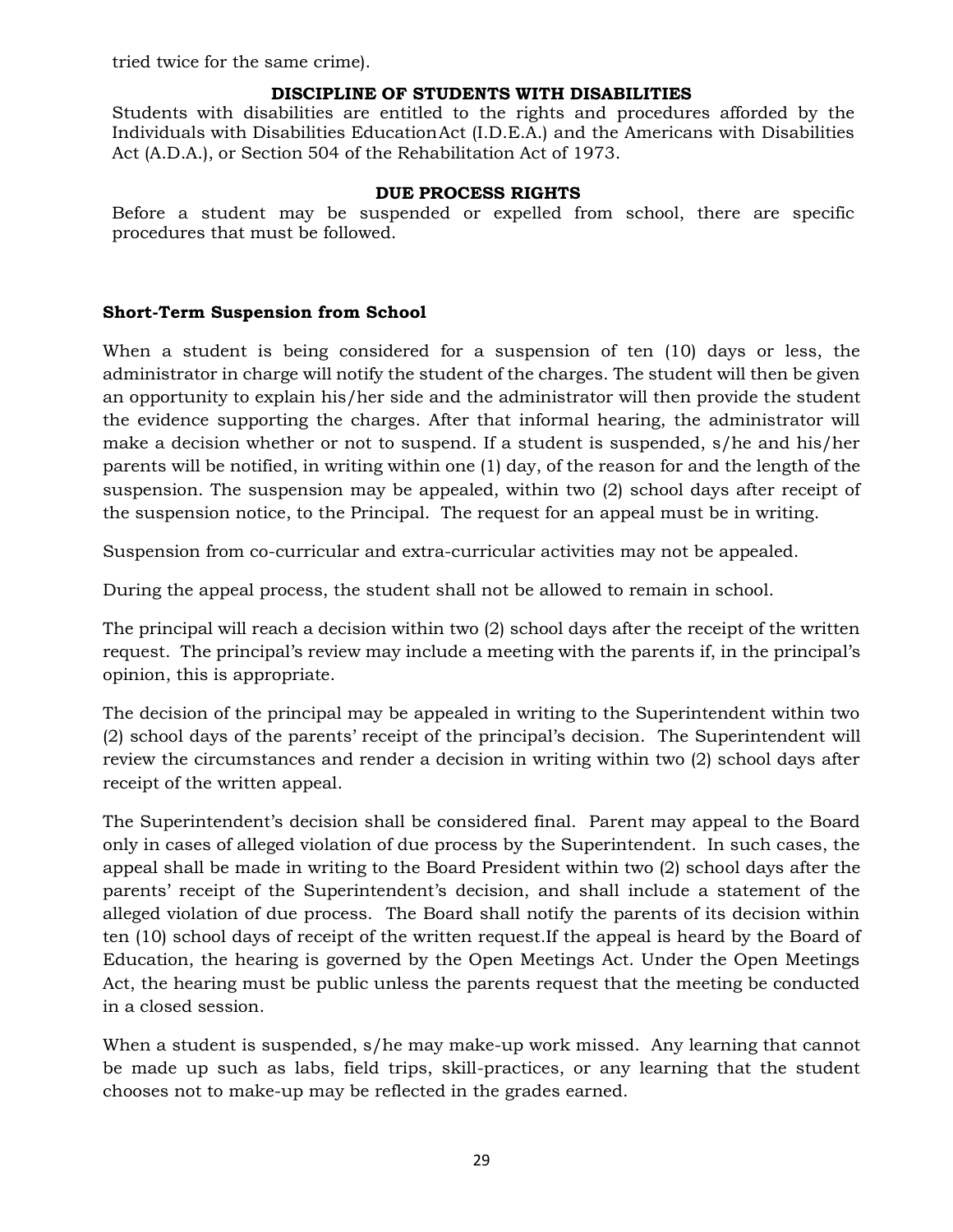tried twice for the same crime).

## DISCIPLINE OF STUDENTS WITH DISABILITIES

Students with disabilities are entitled to the rights and procedures afforded by the Individuals with Disabilities Education Act (I.D.E.A.) and the Americans with Disabilities Act (A.D.A.), or Section 504 of the Rehabilitation Act of 1973.

## DUE PROCESS RIGHTS

Before a student may be suspended or expelled from school, there are specific procedures that must be followed.

### Short-Term Suspension from School

When a student is being considered for a suspension of ten (10) days or less, the administrator in charge will notify the student of the charges. The student will then be given an opportunity to explain his/her side and the administrator will then provide the student the evidence supporting the charges. After that informal hearing, the administrator will make a decision whether or not to suspend. If a student is suspended, s/he and his/her parents will be notified, in writing within one (1) day, of the reason for and the length of the suspension. The suspension may be appealed, within two (2) school days after receipt of the suspension notice, to the Principal. The request for an appeal must be in writing.

Suspension from co-curricular and extra-curricular activities may not be appealed.

During the appeal process, the student shall not be allowed to remain in school.

The principal will reach a decision within two (2) school days after the receipt of the written request. The principal's review may include a meeting with the parents if, in the principal's opinion, this is appropriate.

The decision of the principal may be appealed in writing to the Superintendent within two (2) school days of the parents' receipt of the principal's decision. The Superintendent will review the circumstances and render a decision in writing within two (2) school days after receipt of the written appeal.

The Superintendent's decision shall be considered final. Parent may appeal to the Board only in cases of alleged violation of due process by the Superintendent. In such cases, the appeal shall be made in writing to the Board President within two (2) school days after the parents' receipt of the Superintendent's decision, and shall include a statement of the alleged violation of due process. The Board shall notify the parents of its decision within ten (10) school days of receipt of the written request.If the appeal is heard by the Board of Education, the hearing is governed by the Open Meetings Act. Under the Open Meetings Act, the hearing must be public unless the parents request that the meeting be conducted in a closed session.

When a student is suspended, s/he may make-up work missed. Any learning that cannot be made up such as labs, field trips, skill-practices, or any learning that the student chooses not to make-up may be reflected in the grades earned.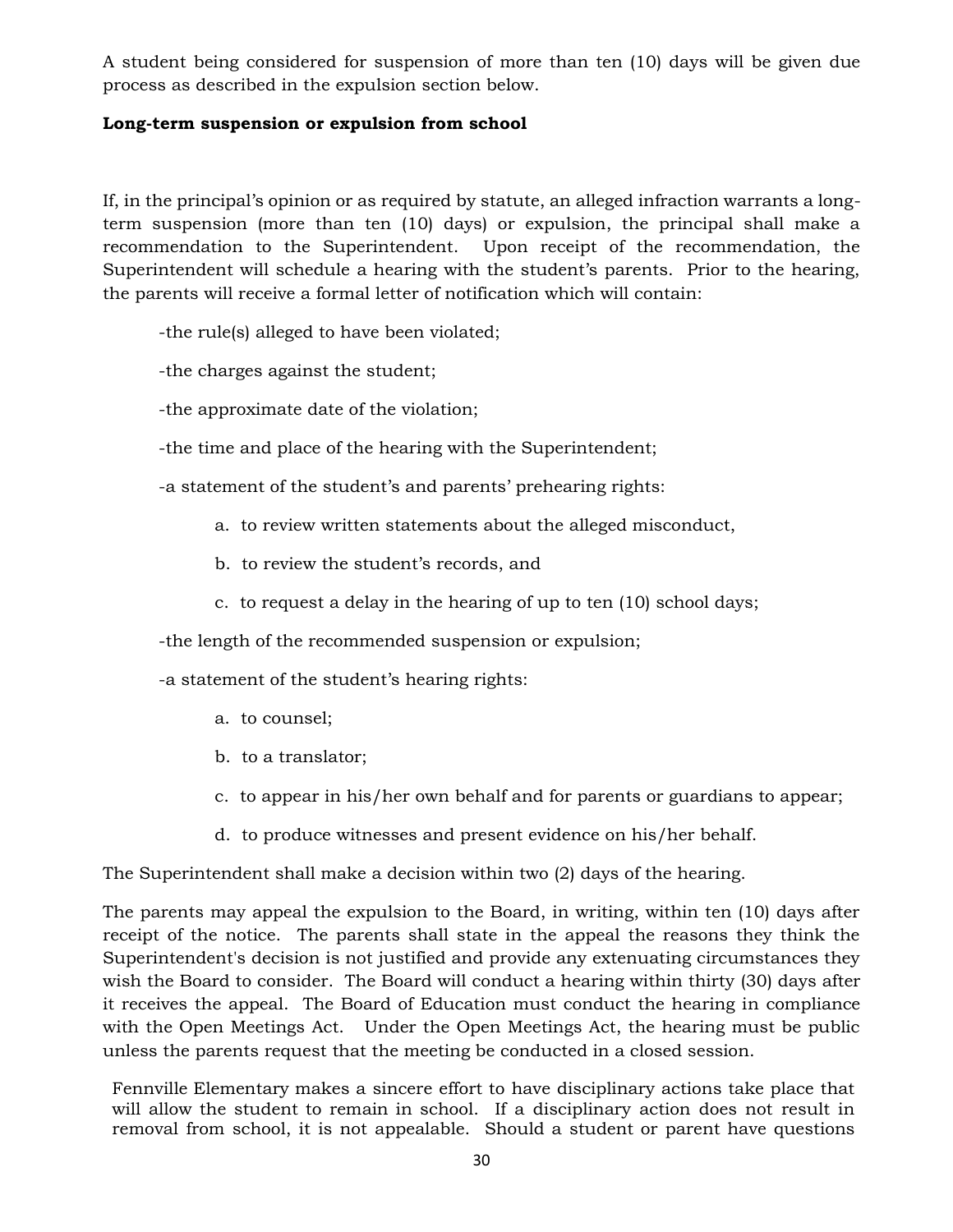A student being considered for suspension of more than ten (10) days will be given due process as described in the expulsion section below.

**Long-term suspension or expulsion from school**

If, in the principal's opinion or as required by statute, an alleged infraction warrants a long-term suspension (more than ten (10) days) or expulsion, the principal shall make a recommendation to the Superintendent. Upon receipt of the recommendation, the Superintendent will schedule a hearing with the student's parents. Prior to the hearing, the parents will receive a formal letter of notification which will contain:

-the rule(s) alleged to have been violated;

-the charges against the student;

-the approximate date of the violation;

-the time and place of the hearing with the Superintendent;

-a statement of the student's and parents' prehearing rights:

a. to review written statements about the alleged misconduct,

b. to review the student's records, and

c. to request a delay in the hearing of up to ten (10) school days;

-the length of the recommended suspension or expulsion;

-a statement of the student's hearing rights:

a. to counsel;

b. to a translator;

c. to appear in his/her own behalf and for parents or guardians to appear;

d. to produce witnesses and present evidence on his/her behalf.

The Superintendent shall make a decision within two (2) days of the hearing.

The parents may appeal the expulsion to the Board, in writing, within ten (10) days after receipt of the notice. The parents shall state in the appeal the reasons they think the Superintendent's decision is not justified and provide any extenuating circumstances they wish the Board to consider. The Board will conduct a hearing within thirty (30) days after it receives the appeal. The Board of Education must conduct the hearing in compliance with the Open Meetings Act. Under the Open Meetings Act, the hearing must be public unless the parents request that the meeting be conducted in a closed session.

Fennville Elementary makes a sincere effort to have disciplinary actions take place that will allow the student to remain in school. If a disciplinary action does not result in removal from school, it is not appealable. Should a student or parent have questions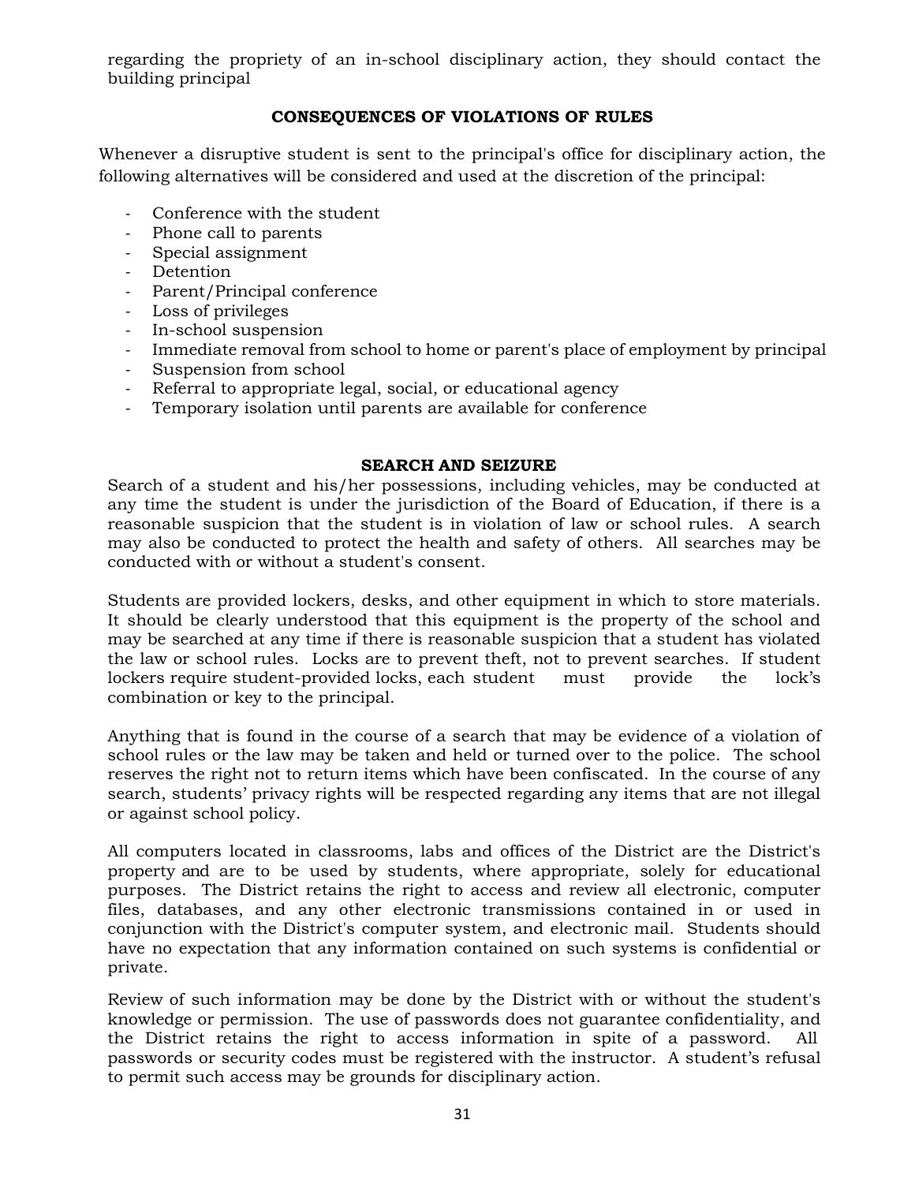regarding the propriety of an in-school disciplinary action, they should contact the building principal

## CONSEQUENCES OF VIOLATIONS OF RULES

Whenever a disruptive student is sent to the principal's office for disciplinary action, the following alternatives will be considered and used at the discretion of the principal:

- Conference with the student
- Phone call to parents
- Special assignment
- Detention
- Parent/Principal conference
- Loss of privileges
- In-school suspension
- Immediate removal from school to home or parent's place of employment by principal
- Suspension from school
- Referral to appropriate legal, social, or educational agency
- Temporary isolation until parents are available for conference

## SEARCH AND SEIZURE

Search of a student and his/her possessions, including vehicles, may be conducted at any time the student is under the jurisdiction of the Board of Education, if there is a reasonable suspicion that the student is in violation of law or school rules. A search may also be conducted to protect the health and safety of others. All searches may be conducted with or without a student's consent.

Students are provided lockers, desks, and other equipment in which to store materials. It should be clearly understood that this equipment is the property of the school and may be searched at any time if there is reasonable suspicion that a student has violated the law or school rules. Locks are to prevent theft, not to prevent searches. If student lockers require student-provided locks, each student must provide the lock's combination or key to the principal.

Anything that is found in the course of a search that may be evidence of a violation of school rules or the law may be taken and held or turned over to the police. The school reserves the right not to return items which have been confiscated. In the course of any search, students' privacy rights will be respected regarding any items that are not illegal or against school policy.

All computers located in classrooms, labs and offices of the District are the District's property and are to be used by students, where appropriate, solely for educational purposes. The District retains the right to access and review all electronic, computer files, databases, and any other electronic transmissions contained in or used in conjunction with the District's computer system, and electronic mail. Students should have no expectation that any information contained on such systems is confidential or private.

Review of such information may be done by the District with or without the student's knowledge or permission. The use of passwords does not guarantee confidentiality, and the District retains the right to access information in spite of a password. All passwords or security codes must be registered with the instructor. A student's refusal to permit such access may be grounds for disciplinary action.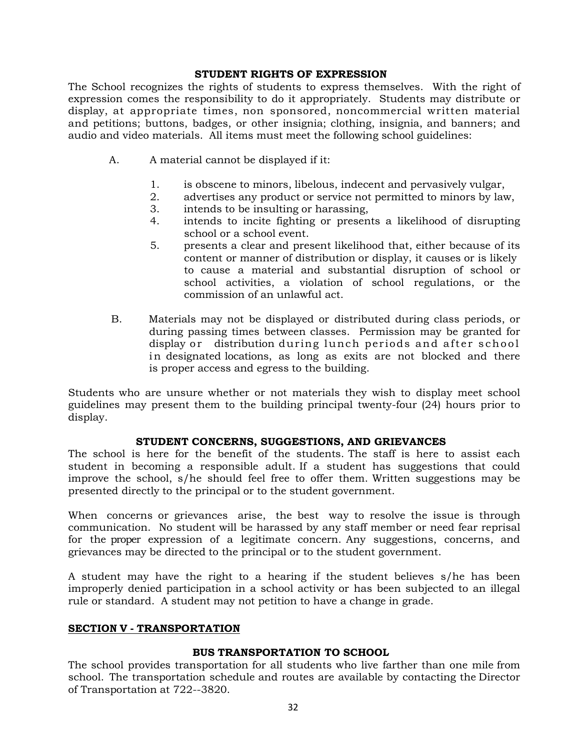### STUDENT RIGHTS OF EXPRESSION

The School recognizes the rights of students to express themselves. With the right of expression comes the responsibility to do it appropriately. Students may distribute or display, at appropriate times, non sponsored, noncommercial written material and petitions; buttons, badges, or other insignia; clothing, insignia, and banners; and audio and video materials. All items must meet the following school guidelines:

A. A material cannot be displayed if it:

1. is obscene to minors, libelous, indecent and pervasively vulgar,
2. advertises any product or service not permitted to minors by law,
3. intends to be insulting or harassing,
4. intends to incite fighting or presents a likelihood of disrupting school or a school event.
5. presents a clear and present likelihood that, either because of its content or manner of distribution or display, it causes or is likely to cause a material and substantial disruption of school or school activities, a violation of school regulations, or the commission of an unlawful act.

B. Materials may not be displayed or distributed during class periods, or during passing times between classes. Permission may be granted for display or distribution during lunch periods and after school in designated locations, as long as exits are not blocked and there is proper access and egress to the building.

Students who are unsure whether or not materials they wish to display meet school guidelines may present them to the building principal twenty-four (24) hours prior to display.

### STUDENT CONCERNS, SUGGESTIONS, AND GRIEVANCES

The school is here for the benefit of the students. The staff is here to assist each student in becoming a responsible adult. If a student has suggestions that could improve the school, s/he should feel free to offer them. Written suggestions may be presented directly to the principal or to the student government.

When concerns or grievances arise, the best way to resolve the issue is through communication. No student will be harassed by any staff member or need fear reprisal for the proper expression of a legitimate concern. Any suggestions, concerns, and grievances may be directed to the principal or to the student government.

A student may have the right to a hearing if the student believes s/he has been improperly denied participation in a school activity or has been subjected to an illegal rule or standard. A student may not petition to have a change in grade.

## SECTION V - TRANSPORTATION

### BUS TRANSPORTATION TO SCHOOL

The school provides transportation for all students who live farther than one mile from school. The transportation schedule and routes are available by contacting the Director of Transportation at 722--3820.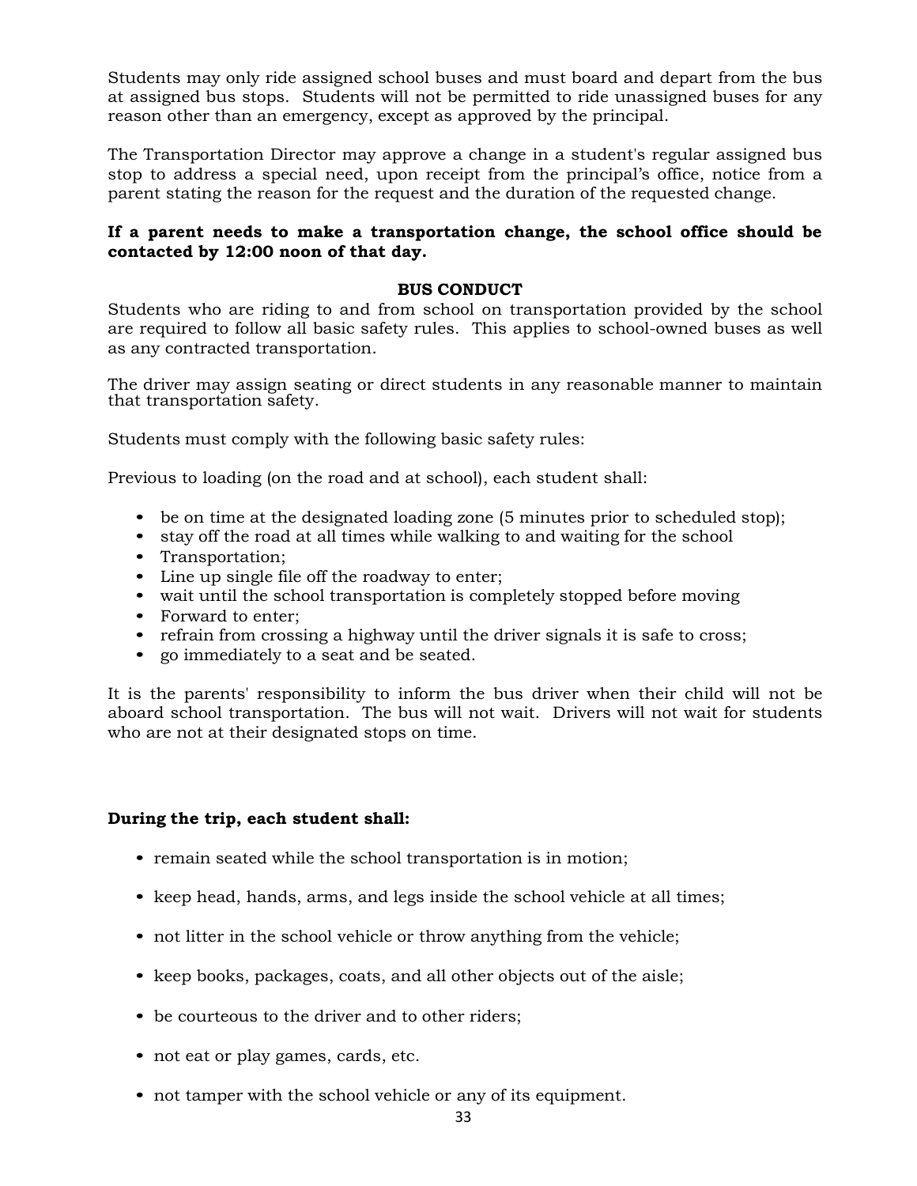Students may only ride assigned school buses and must board and depart from the bus at assigned bus stops. Students will not be permitted to ride unassigned buses for any reason other than an emergency, except as approved by the principal.

The Transportation Director may approve a change in a student's regular assigned bus stop to address a special need, upon receipt from the principal's office, notice from a parent stating the reason for the request and the duration of the requested change.

**If a parent needs to make a transportation change, the school office should be contacted by 12:00 noon of that day.**

## BUS CONDUCT

Students who are riding to and from school on transportation provided by the school are required to follow all basic safety rules. This applies to school-owned buses as well as any contracted transportation.

The driver may assign seating or direct students in any reasonable manner to maintain that transportation safety.

Students must comply with the following basic safety rules:

Previous to loading (on the road and at school), each student shall:

- be on time at the designated loading zone (5 minutes prior to scheduled stop);
- stay off the road at all times while walking to and waiting for the school
- Transportation;
- Line up single file off the roadway to enter;
- wait until the school transportation is completely stopped before moving
- Forward to enter;
- refrain from crossing a highway until the driver signals it is safe to cross;
- go immediately to a seat and be seated.

It is the parents' responsibility to inform the bus driver when their child will not be aboard school transportation. The bus will not wait. Drivers will not wait for students who are not at their designated stops on time.

**During the trip, each student shall:**

- remain seated while the school transportation is in motion;
- keep head, hands, arms, and legs inside the school vehicle at all times;
- not litter in the school vehicle or throw anything from the vehicle;
- keep books, packages, coats, and all other objects out of the aisle;
- be courteous to the driver and to other riders;
- not eat or play games, cards, etc.
- not tamper with the school vehicle or any of its equipment.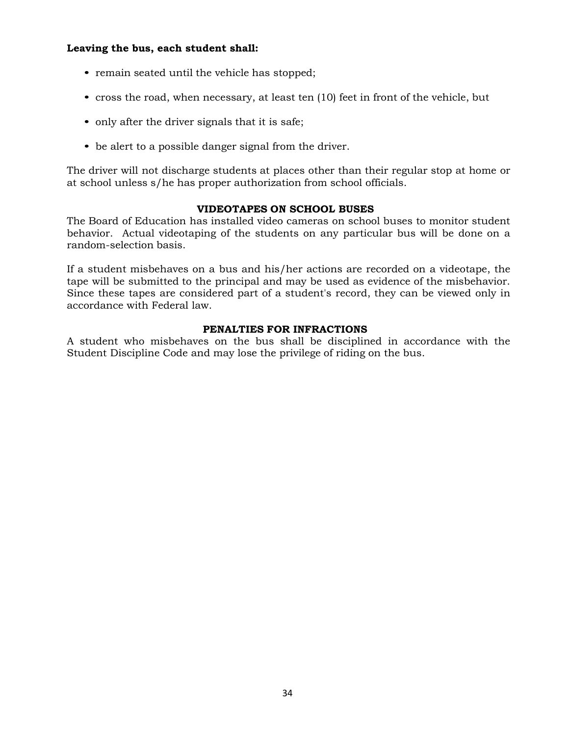**Leaving the bus, each student shall:**

- remain seated until the vehicle has stopped;
- cross the road, when necessary, at least ten (10) feet in front of the vehicle, but
- only after the driver signals that it is safe;
- be alert to a possible danger signal from the driver.

The driver will not discharge students at places other than their regular stop at home or at school unless s/he has proper authorization from school officials.

### VIDEOTAPES ON SCHOOL BUSES

The Board of Education has installed video cameras on school buses to monitor student behavior. Actual videotaping of the students on any particular bus will be done on a random-selection basis.

If a student misbehaves on a bus and his/her actions are recorded on a videotape, the tape will be submitted to the principal and may be used as evidence of the misbehavior. Since these tapes are considered part of a student's record, they can be viewed only in accordance with Federal law.

### PENALTIES FOR INFRACTIONS

A student who misbehaves on the bus shall be disciplined in accordance with the Student Discipline Code and may lose the privilege of riding on the bus.